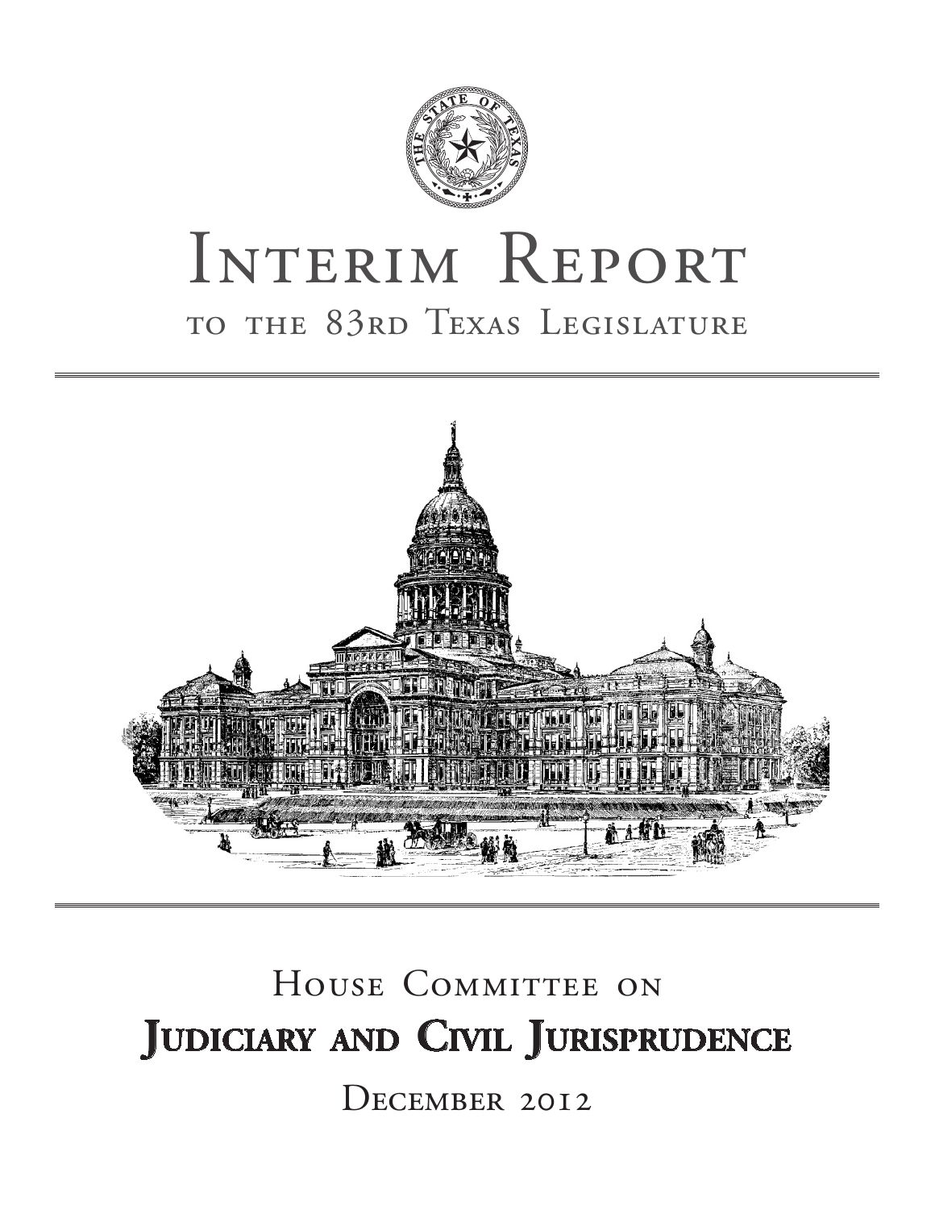# Interim Report

## to the 83rd Texas Legislature

## House Committee on

# Judiciary and Civil Jurisprudence

December 2012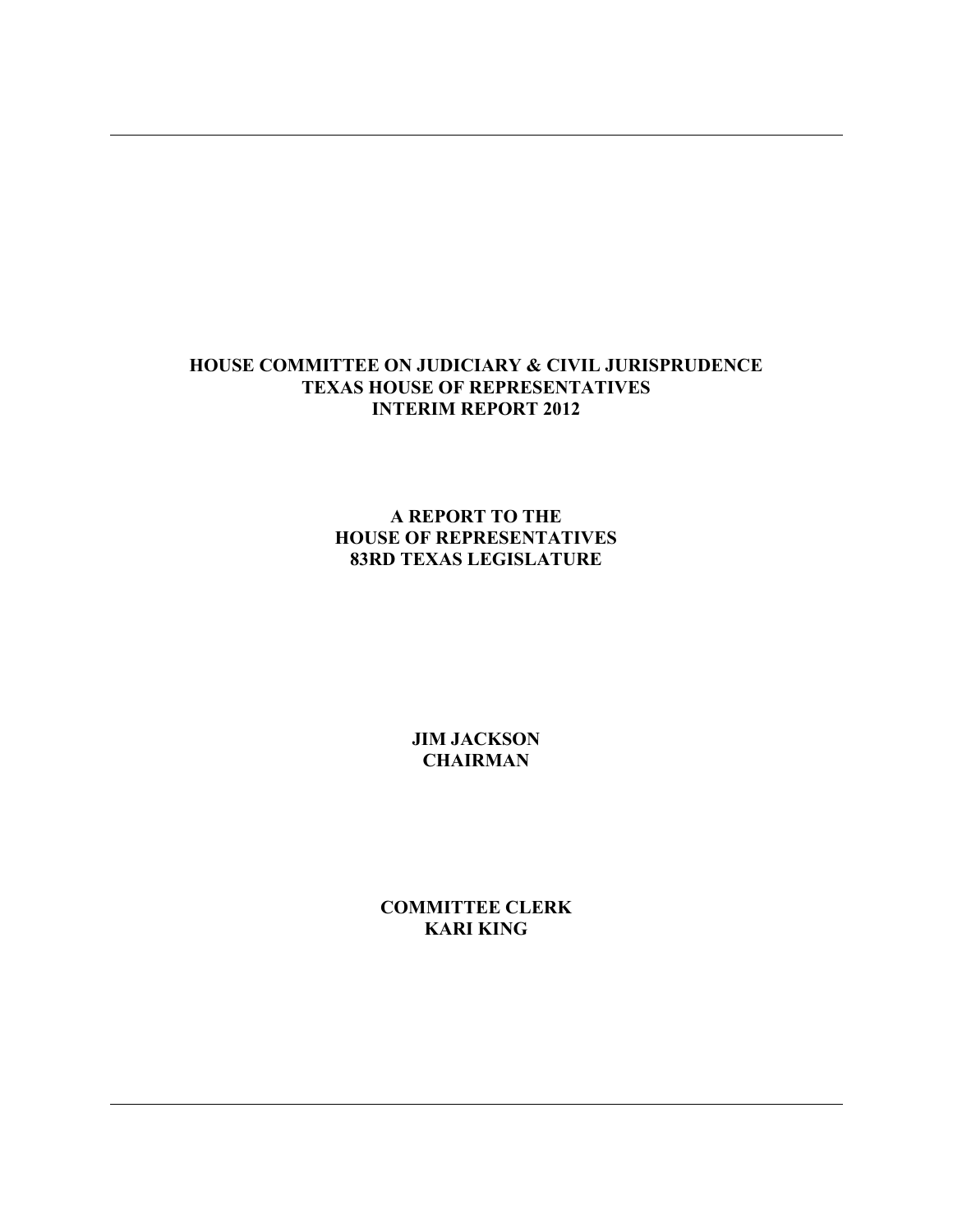**HOUSE COMMITTEE ON JUDICIARY & CIVIL JURISPRUDENCE**
**TEXAS HOUSE OF REPRESENTATIVES**
**INTERIM REPORT 2012**

**A REPORT TO THE**
**HOUSE OF REPRESENTATIVES**
**83RD TEXAS LEGISLATURE**

**JIM JACKSON**
**CHAIRMAN**

**COMMITTEE CLERK**
**KARI KING**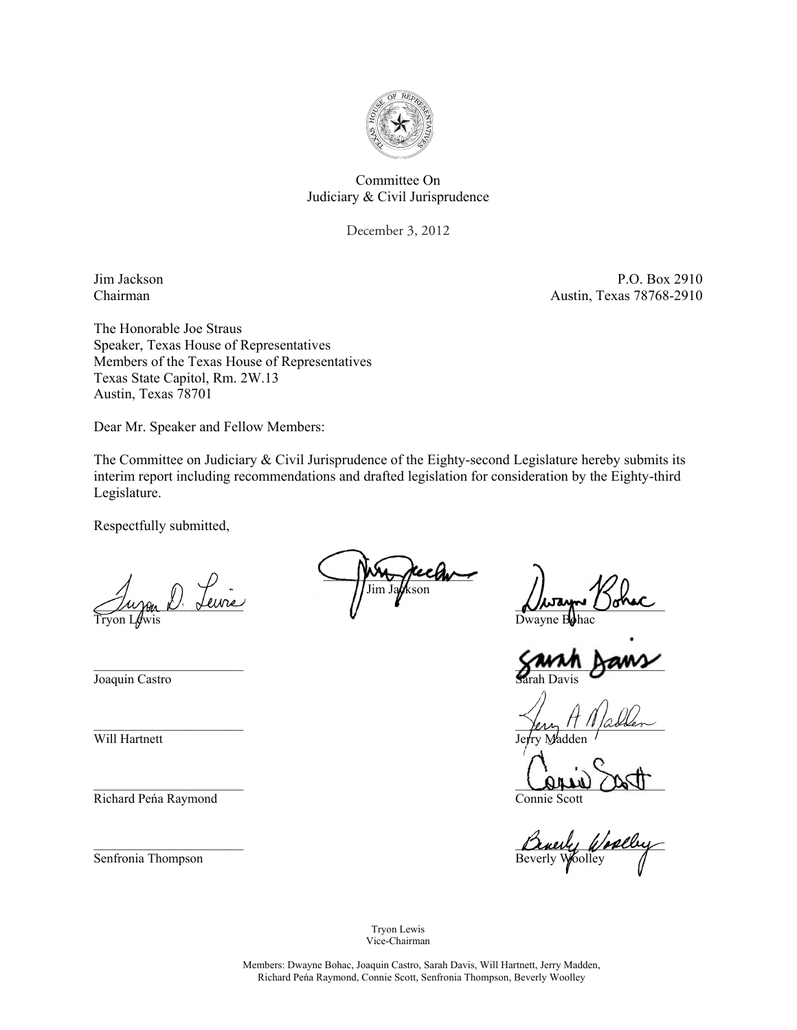Committee On
Judiciary & Civil Jurisprudence

December 3, 2012

Jim Jackson
Chairman

P.O. Box 2910
Austin, Texas 78768-2910

The Honorable Joe Straus
Speaker, Texas House of Representatives
Members of the Texas House of Representatives
Texas State Capitol, Rm. 2W.13
Austin, Texas 78701

Dear Mr. Speaker and Fellow Members:

The Committee on Judiciary & Civil Jurisprudence of the Eighty-second Legislature hereby submits its interim report including recommendations and drafted legislation for consideration by the Eighty-third Legislature.

Respectfully submitted,

Jim Jackson

Tryon Lewis

Dwayne Bohac

Joaquin Castro

Sarah Davis

Will Hartnett

Jerry Madden

Richard Peña Raymond

Connie Scott

Senfronia Thompson

Beverly Woolley

Tryon Lewis
Vice-Chairman

Members: Dwayne Bohac, Joaquin Castro, Sarah Davis, Will Hartnett, Jerry Madden, Richard Peña Raymond, Connie Scott, Senfronia Thompson, Beverly Woolley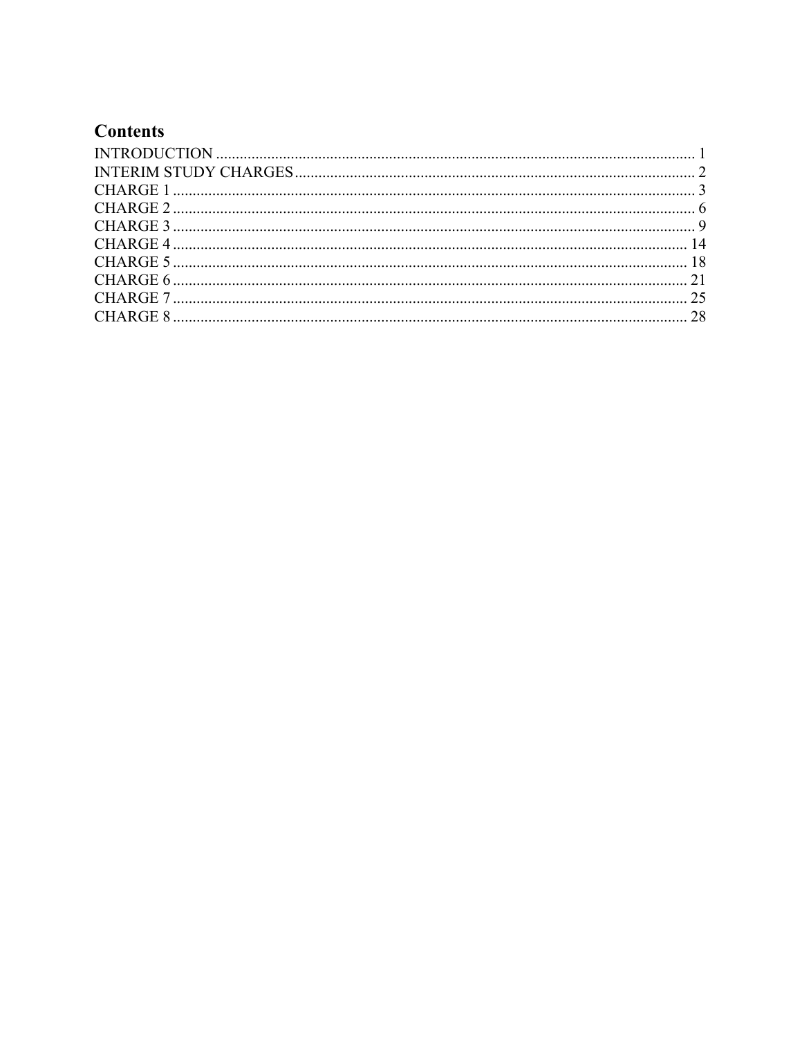## Contents

INTRODUCTION ........................................................................................................................ 1
INTERIM STUDY CHARGES .................................................................................................... 2
CHARGE 1 .................................................................................................................................. 3
CHARGE 2 .................................................................................................................................. 6
CHARGE 3 .................................................................................................................................. 9
CHARGE 4 ................................................................................................................................ 14
CHARGE 5 ................................................................................................................................ 18
CHARGE 6 ................................................................................................................................ 21
CHARGE 7 ................................................................................................................................ 25
CHARGE 8 ................................................................................................................................ 28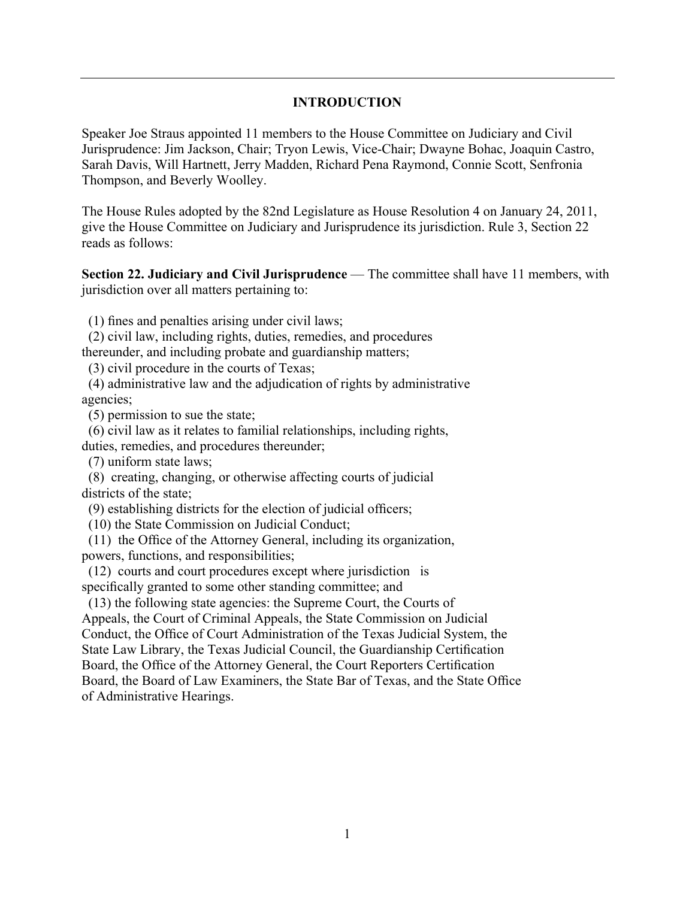## INTRODUCTION

Speaker Joe Straus appointed 11 members to the House Committee on Judiciary and Civil Jurisprudence: Jim Jackson, Chair; Tryon Lewis, Vice-Chair; Dwayne Bohac, Joaquin Castro, Sarah Davis, Will Hartnett, Jerry Madden, Richard Pena Raymond, Connie Scott, Senfronia Thompson, and Beverly Woolley.

The House Rules adopted by the 82nd Legislature as House Resolution 4 on January 24, 2011, give the House Committee on Judiciary and Jurisprudence its jurisdiction. Rule 3, Section 22 reads as follows:

**Section 22. Judiciary and Civil Jurisprudence** — The committee shall have 11 members, with jurisdiction over all matters pertaining to:

(1) fines and penalties arising under civil laws;
(2) civil law, including rights, duties, remedies, and procedures thereunder, and including probate and guardianship matters;
(3) civil procedure in the courts of Texas;
(4) administrative law and the adjudication of rights by administrative agencies;
(5) permission to sue the state;
(6) civil law as it relates to familial relationships, including rights, duties, remedies, and procedures thereunder;
(7) uniform state laws;
(8) creating, changing, or otherwise affecting courts of judicial districts of the state;
(9) establishing districts for the election of judicial officers;
(10) the State Commission on Judicial Conduct;
(11) the Office of the Attorney General, including its organization, powers, functions, and responsibilities;
(12) courts and court procedures except where jurisdiction is specifically granted to some other standing committee; and
(13) the following state agencies: the Supreme Court, the Courts of Appeals, the Court of Criminal Appeals, the State Commission on Judicial Conduct, the Office of Court Administration of the Texas Judicial System, the State Law Library, the Texas Judicial Council, the Guardianship Certification Board, the Office of the Attorney General, the Court Reporters Certification Board, the Board of Law Examiners, the State Bar of Texas, and the State Office of Administrative Hearings.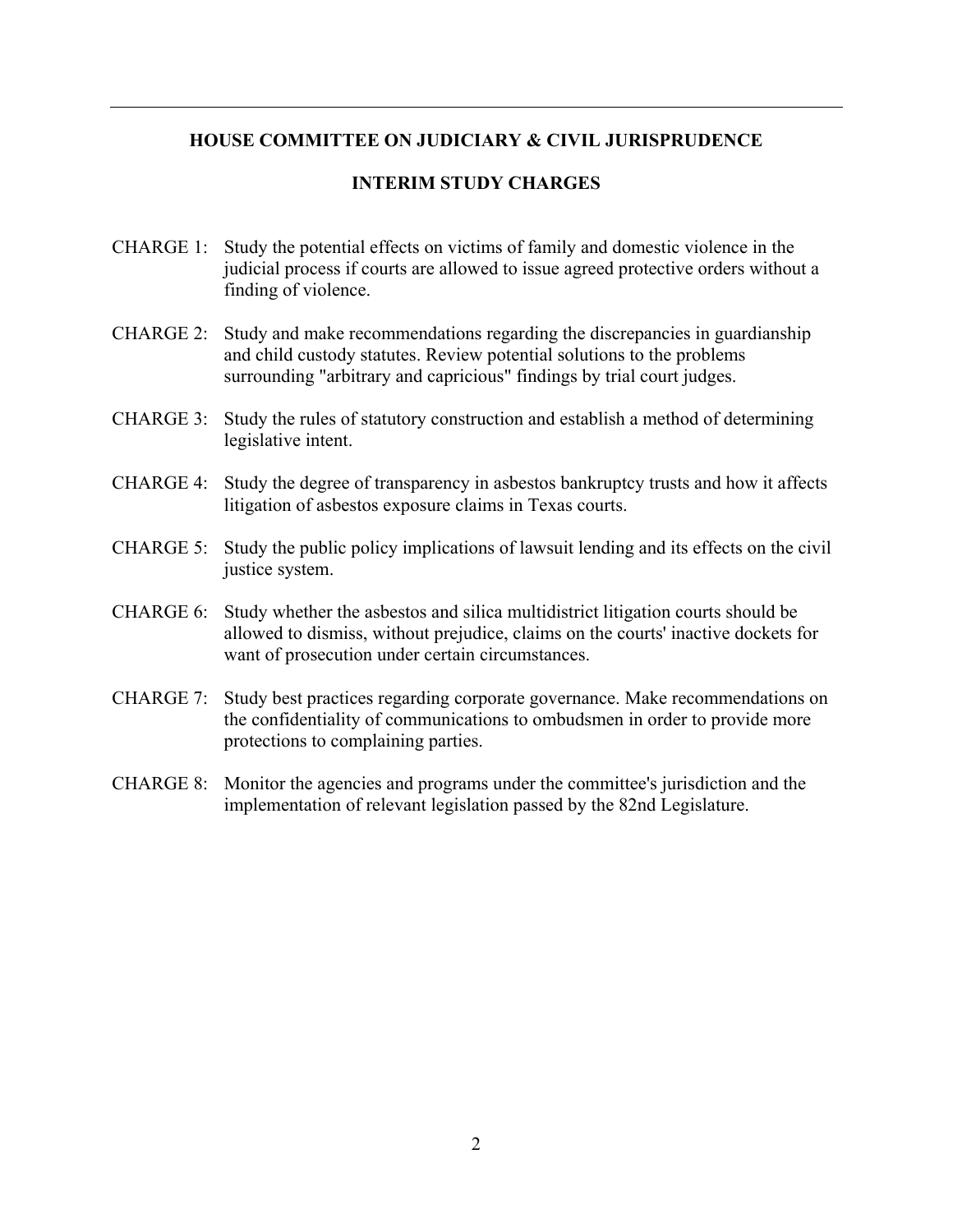---

# HOUSE COMMITTEE ON JUDICIARY & CIVIL JURISPRUDENCE

## INTERIM STUDY CHARGES

CHARGE 1: Study the potential effects on victims of family and domestic violence in the judicial process if courts are allowed to issue agreed protective orders without a finding of violence.

CHARGE 2: Study and make recommendations regarding the discrepancies in guardianship and child custody statutes. Review potential solutions to the problems surrounding "arbitrary and capricious" findings by trial court judges.

CHARGE 3: Study the rules of statutory construction and establish a method of determining legislative intent.

CHARGE 4: Study the degree of transparency in asbestos bankruptcy trusts and how it affects litigation of asbestos exposure claims in Texas courts.

CHARGE 5: Study the public policy implications of lawsuit lending and its effects on the civil justice system.

CHARGE 6: Study whether the asbestos and silica multidistrict litigation courts should be allowed to dismiss, without prejudice, claims on the courts' inactive dockets for want of prosecution under certain circumstances.

CHARGE 7: Study best practices regarding corporate governance. Make recommendations on the confidentiality of communications to ombudsmen in order to provide more protections to complaining parties.

CHARGE 8: Monitor the agencies and programs under the committee's jurisdiction and the implementation of relevant legislation passed by the 82nd Legislature.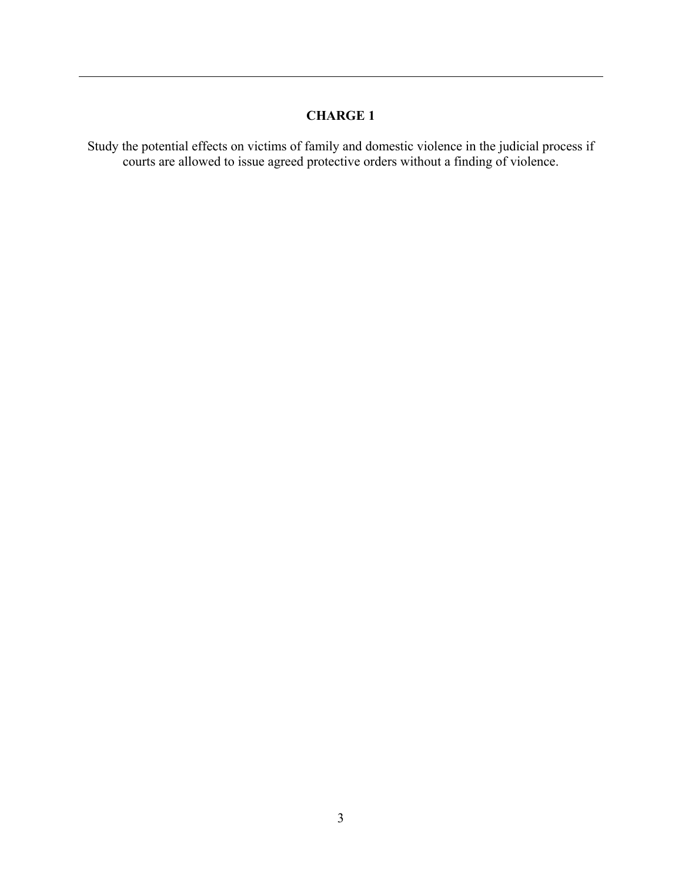# CHARGE 1

Study the potential effects on victims of family and domestic violence in the judicial process if courts are allowed to issue agreed protective orders without a finding of violence.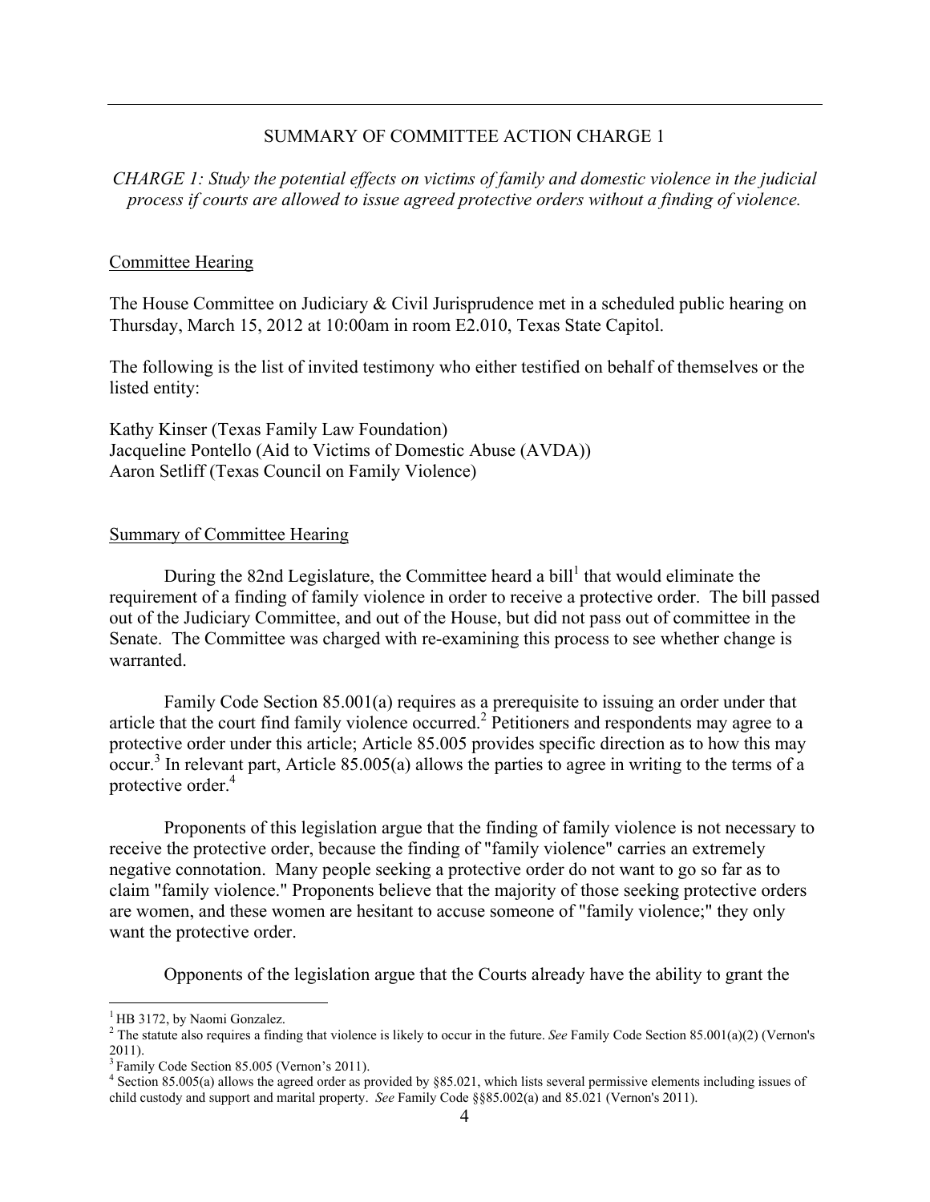## SUMMARY OF COMMITTEE ACTION CHARGE 1

*CHARGE 1: Study the potential effects on victims of family and domestic violence in the judicial process if courts are allowed to issue agreed protective orders without a finding of violence.*

### Committee Hearing

The House Committee on Judiciary & Civil Jurisprudence met in a scheduled public hearing on Thursday, March 15, 2012 at 10:00am in room E2.010, Texas State Capitol.

The following is the list of invited testimony who either testified on behalf of themselves or the listed entity:

Kathy Kinser (Texas Family Law Foundation)
Jacqueline Pontello (Aid to Victims of Domestic Abuse (AVDA))
Aaron Setliff (Texas Council on Family Violence)

### Summary of Committee Hearing

During the 82nd Legislature, the Committee heard a bill[1] that would eliminate the requirement of a finding of family violence in order to receive a protective order. The bill passed out of the Judiciary Committee, and out of the House, but did not pass out of committee in the Senate. The Committee was charged with re-examining this process to see whether change is warranted.

Family Code Section 85.001(a) requires as a prerequisite to issuing an order under that article that the court find family violence occurred.[2] Petitioners and respondents may agree to a protective order under this article; Article 85.005 provides specific direction as to how this may occur.[3] In relevant part, Article 85.005(a) allows the parties to agree in writing to the terms of a protective order.[4]

Proponents of this legislation argue that the finding of family violence is not necessary to receive the protective order, because the finding of "family violence" carries an extremely negative connotation. Many people seeking a protective order do not want to go so far as to claim "family violence." Proponents believe that the majority of those seeking protective orders are women, and these women are hesitant to accuse someone of "family violence;" they only want the protective order.

Opponents of the legislation argue that the Courts already have the ability to grant the

---

[1] HB 3172, by Naomi Gonzalez.

[2] The statute also requires a finding that violence is likely to occur in the future. *See* Family Code Section 85.001(a)(2) (Vernon's 2011).

[3] Family Code Section 85.005 (Vernon's 2011).

[4] Section 85.005(a) allows the agreed order as provided by §85.021, which lists several permissive elements including issues of child custody and support and marital property. *See* Family Code §§85.002(a) and 85.021 (Vernon's 2011).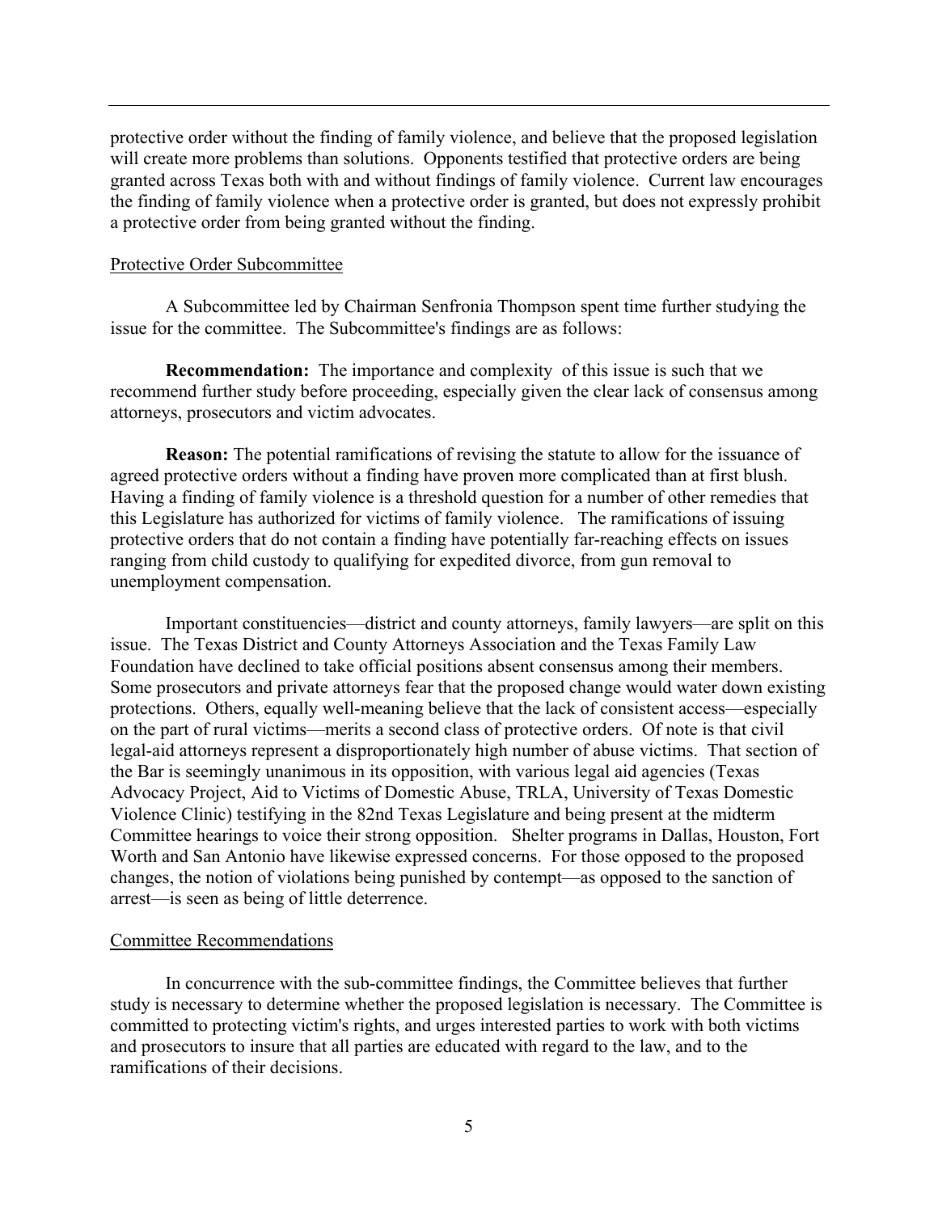protective order without the finding of family violence, and believe that the proposed legislation will create more problems than solutions. Opponents testified that protective orders are being granted across Texas both with and without findings of family violence. Current law encourages the finding of family violence when a protective order is granted, but does not expressly prohibit a protective order from being granted without the finding.

## Protective Order Subcommittee

A Subcommittee led by Chairman Senfronia Thompson spent time further studying the issue for the committee. The Subcommittee's findings are as follows:

**Recommendation:** The importance and complexity of this issue is such that we recommend further study before proceeding, especially given the clear lack of consensus among attorneys, prosecutors and victim advocates.

**Reason:** The potential ramifications of revising the statute to allow for the issuance of agreed protective orders without a finding have proven more complicated than at first blush. Having a finding of family violence is a threshold question for a number of other remedies that this Legislature has authorized for victims of family violence. The ramifications of issuing protective orders that do not contain a finding have potentially far-reaching effects on issues ranging from child custody to qualifying for expedited divorce, from gun removal to unemployment compensation.

Important constituencies—district and county attorneys, family lawyers—are split on this issue. The Texas District and County Attorneys Association and the Texas Family Law Foundation have declined to take official positions absent consensus among their members. Some prosecutors and private attorneys fear that the proposed change would water down existing protections. Others, equally well-meaning believe that the lack of consistent access—especially on the part of rural victims—merits a second class of protective orders. Of note is that civil legal-aid attorneys represent a disproportionately high number of abuse victims. That section of the Bar is seemingly unanimous in its opposition, with various legal aid agencies (Texas Advocacy Project, Aid to Victims of Domestic Abuse, TRLA, University of Texas Domestic Violence Clinic) testifying in the 82nd Texas Legislature and being present at the midterm Committee hearings to voice their strong opposition. Shelter programs in Dallas, Houston, Fort Worth and San Antonio have likewise expressed concerns. For those opposed to the proposed changes, the notion of violations being punished by contempt—as opposed to the sanction of arrest—is seen as being of little deterrence.

## Committee Recommendations

In concurrence with the sub-committee findings, the Committee believes that further study is necessary to determine whether the proposed legislation is necessary. The Committee is committed to protecting victim's rights, and urges interested parties to work with both victims and prosecutors to insure that all parties are educated with regard to the law, and to the ramifications of their decisions.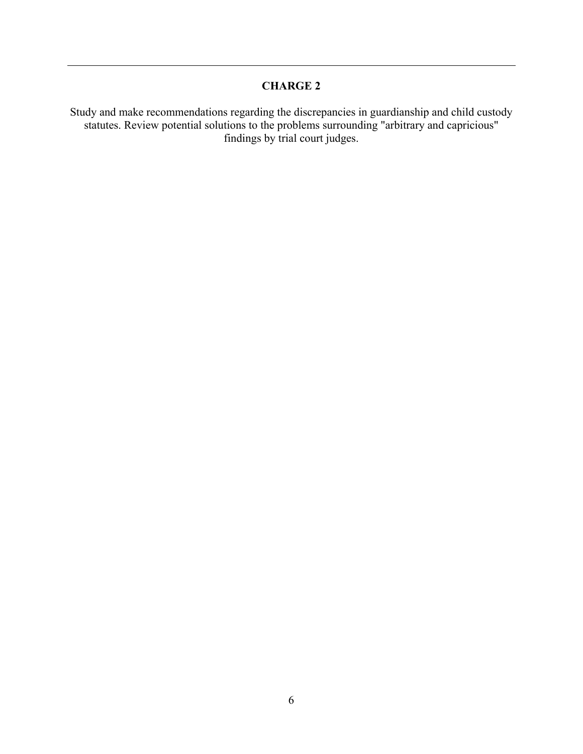---

## CHARGE 2

Study and make recommendations regarding the discrepancies in guardianship and child custody statutes. Review potential solutions to the problems surrounding "arbitrary and capricious" findings by trial court judges.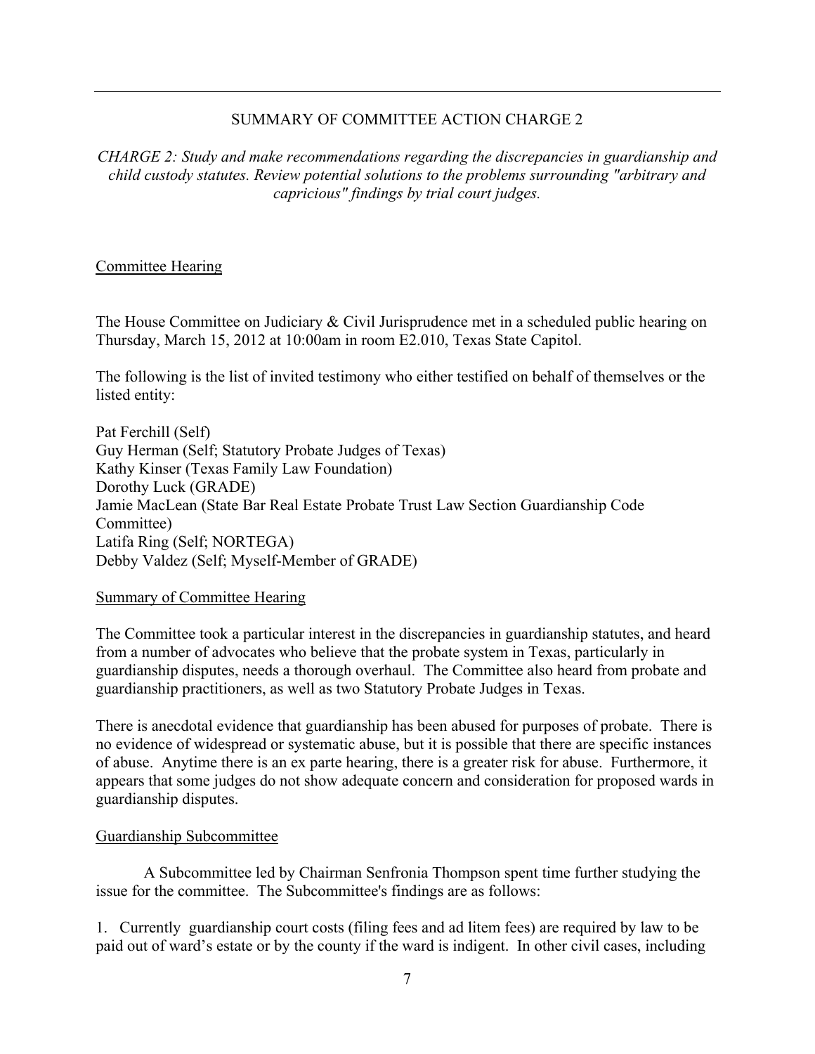## SUMMARY OF COMMITTEE ACTION CHARGE 2

*CHARGE 2: Study and make recommendations regarding the discrepancies in guardianship and child custody statutes. Review potential solutions to the problems surrounding "arbitrary and capricious" findings by trial court judges.*

### Committee Hearing

The House Committee on Judiciary & Civil Jurisprudence met in a scheduled public hearing on Thursday, March 15, 2012 at 10:00am in room E2.010, Texas State Capitol.

The following is the list of invited testimony who either testified on behalf of themselves or the listed entity:

Pat Ferchill (Self)
Guy Herman (Self; Statutory Probate Judges of Texas)
Kathy Kinser (Texas Family Law Foundation)
Dorothy Luck (GRADE)
Jamie MacLean (State Bar Real Estate Probate Trust Law Section Guardianship Code Committee)
Latifa Ring (Self; NORTEGA)
Debby Valdez (Self; Myself-Member of GRADE)

### Summary of Committee Hearing

The Committee took a particular interest in the discrepancies in guardianship statutes, and heard from a number of advocates who believe that the probate system in Texas, particularly in guardianship disputes, needs a thorough overhaul. The Committee also heard from probate and guardianship practitioners, as well as two Statutory Probate Judges in Texas.

There is anecdotal evidence that guardianship has been abused for purposes of probate. There is no evidence of widespread or systematic abuse, but it is possible that there are specific instances of abuse. Anytime there is an ex parte hearing, there is a greater risk for abuse. Furthermore, it appears that some judges do not show adequate concern and consideration for proposed wards in guardianship disputes.

### Guardianship Subcommittee

A Subcommittee led by Chairman Senfronia Thompson spent time further studying the issue for the committee. The Subcommittee's findings are as follows:

1. Currently guardianship court costs (filing fees and ad litem fees) are required by law to be paid out of ward's estate or by the county if the ward is indigent. In other civil cases, including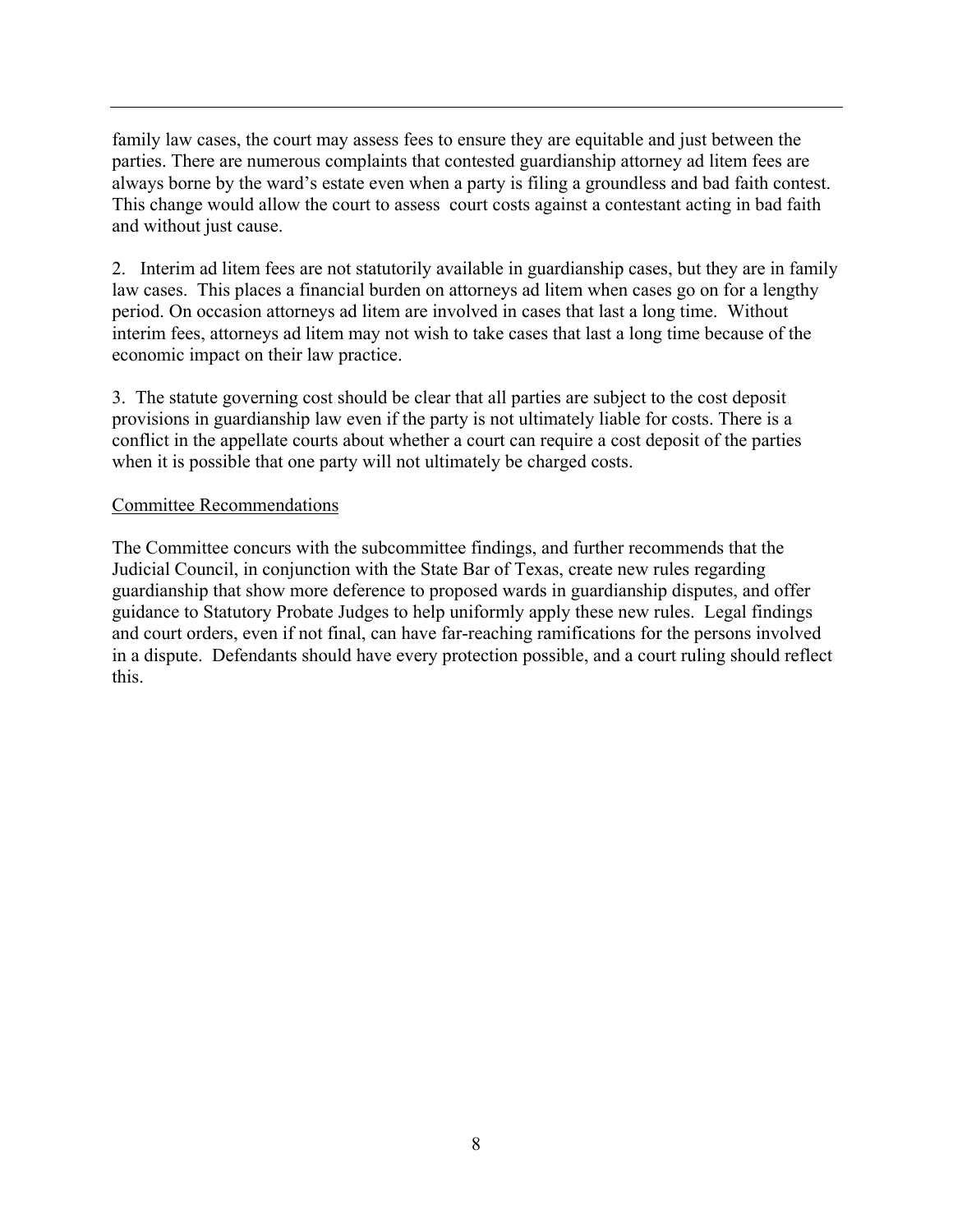family law cases, the court may assess fees to ensure they are equitable and just between the parties. There are numerous complaints that contested guardianship attorney ad litem fees are always borne by the ward's estate even when a party is filing a groundless and bad faith contest. This change would allow the court to assess court costs against a contestant acting in bad faith and without just cause.

2. Interim ad litem fees are not statutorily available in guardianship cases, but they are in family law cases. This places a financial burden on attorneys ad litem when cases go on for a lengthy period. On occasion attorneys ad litem are involved in cases that last a long time. Without interim fees, attorneys ad litem may not wish to take cases that last a long time because of the economic impact on their law practice.

3. The statute governing cost should be clear that all parties are subject to the cost deposit provisions in guardianship law even if the party is not ultimately liable for costs. There is a conflict in the appellate courts about whether a court can require a cost deposit of the parties when it is possible that one party will not ultimately be charged costs.

<u>Committee Recommendations</u>

The Committee concurs with the subcommittee findings, and further recommends that the Judicial Council, in conjunction with the State Bar of Texas, create new rules regarding guardianship that show more deference to proposed wards in guardianship disputes, and offer guidance to Statutory Probate Judges to help uniformly apply these new rules. Legal findings and court orders, even if not final, can have far-reaching ramifications for the persons involved in a dispute. Defendants should have every protection possible, and a court ruling should reflect this.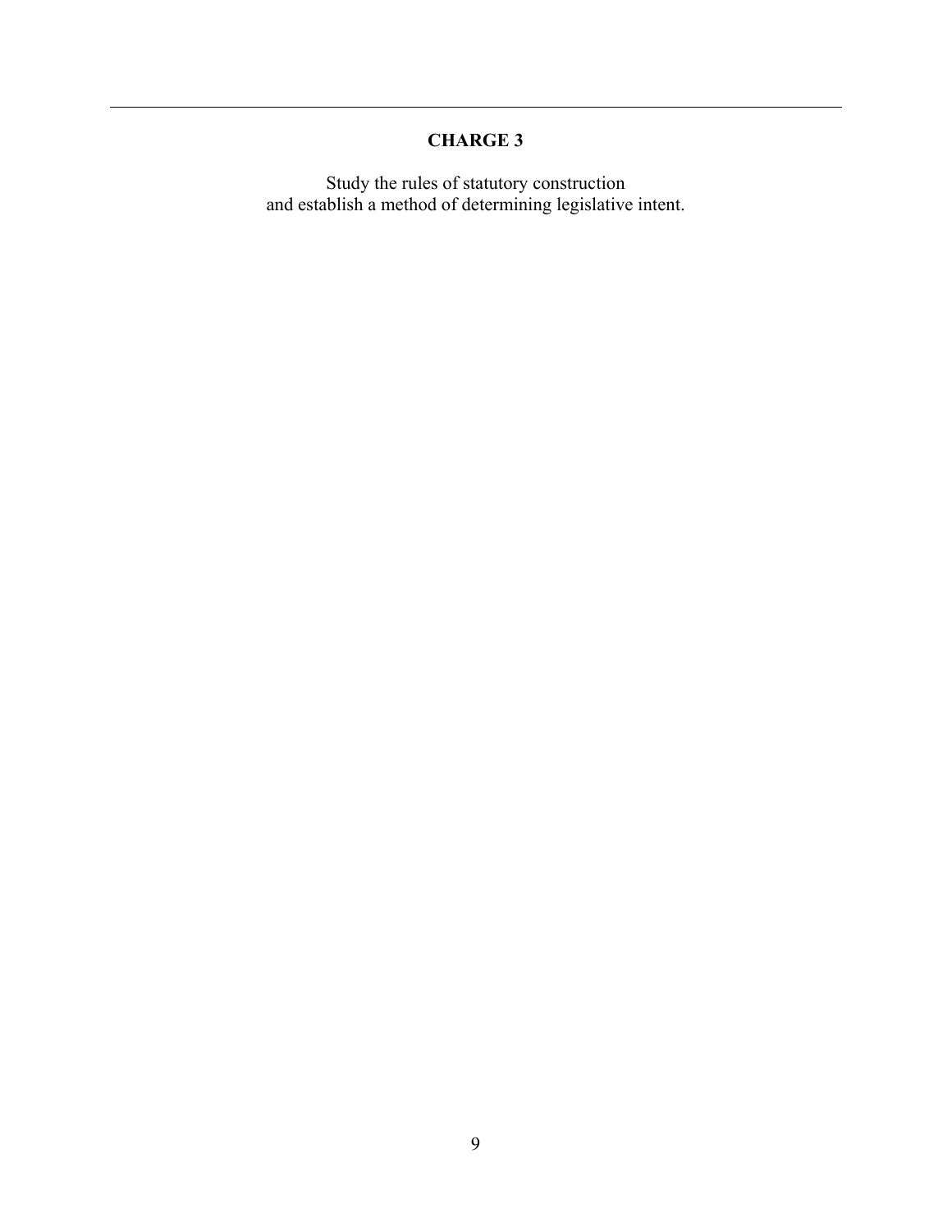## CHARGE 3

Study the rules of statutory construction
and establish a method of determining legislative intent.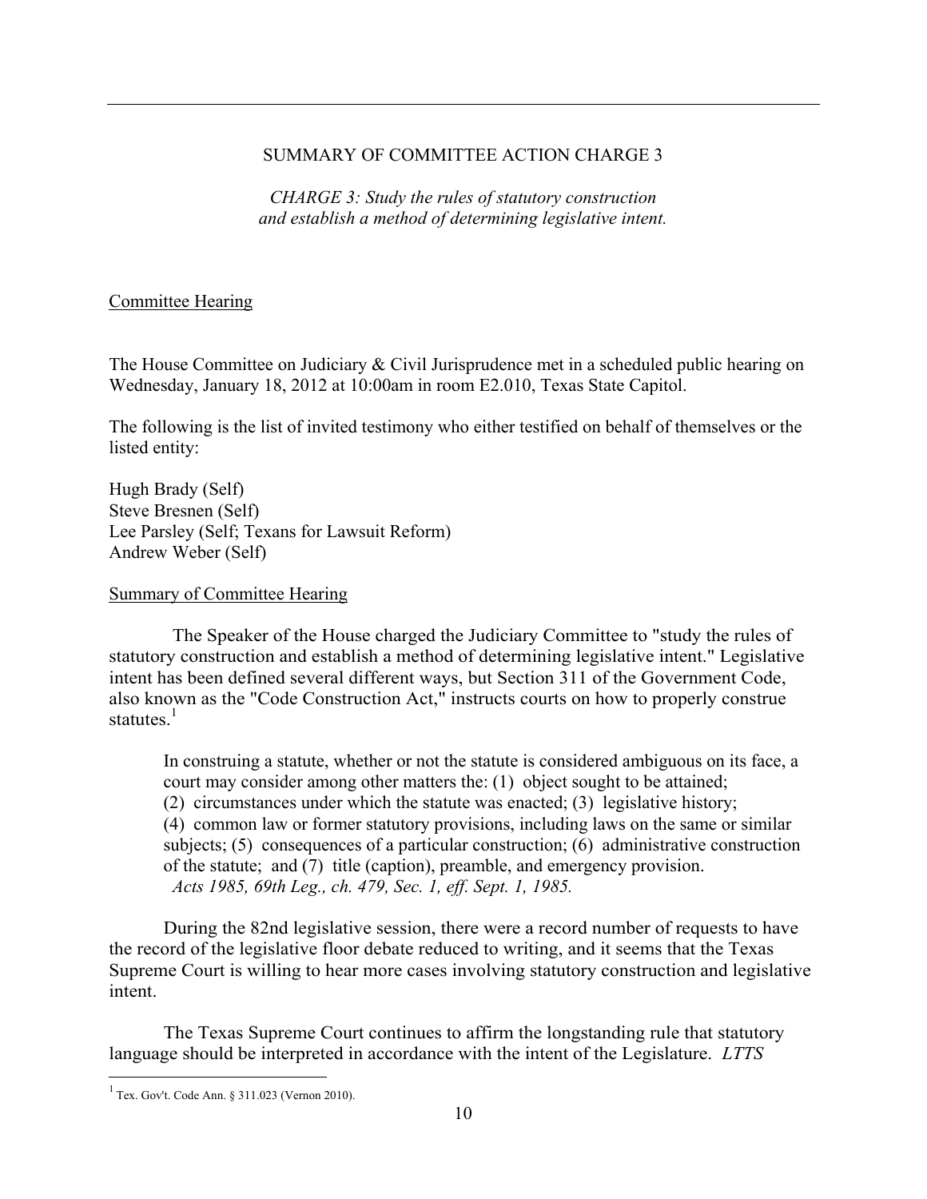## SUMMARY OF COMMITTEE ACTION CHARGE 3

*CHARGE 3: Study the rules of statutory construction and establish a method of determining legislative intent.*

### Committee Hearing

The House Committee on Judiciary & Civil Jurisprudence met in a scheduled public hearing on Wednesday, January 18, 2012 at 10:00am in room E2.010, Texas State Capitol.

The following is the list of invited testimony who either testified on behalf of themselves or the listed entity:

Hugh Brady (Self)
Steve Bresnen (Self)
Lee Parsley (Self; Texans for Lawsuit Reform)
Andrew Weber (Self)

### Summary of Committee Hearing

The Speaker of the House charged the Judiciary Committee to "study the rules of statutory construction and establish a method of determining legislative intent." Legislative intent has been defined several different ways, but Section 311 of the Government Code, also known as the "Code Construction Act," instructs courts on how to properly construe statutes.[1]

> In construing a statute, whether or not the statute is considered ambiguous on its face, a court may consider among other matters the: (1) object sought to be attained; (2) circumstances under which the statute was enacted; (3) legislative history; (4) common law or former statutory provisions, including laws on the same or similar subjects; (5) consequences of a particular construction; (6) administrative construction of the statute; and (7) title (caption), preamble, and emergency provision.
> *Acts 1985, 69th Leg., ch. 479, Sec. 1, eff. Sept. 1, 1985.*

During the 82nd legislative session, there were a record number of requests to have the record of the legislative floor debate reduced to writing, and it seems that the Texas Supreme Court is willing to hear more cases involving statutory construction and legislative intent.

The Texas Supreme Court continues to affirm the longstanding rule that statutory language should be interpreted in accordance with the intent of the Legislature. *LTTS*

[1] Tex. Gov't. Code Ann. § 311.023 (Vernon 2010).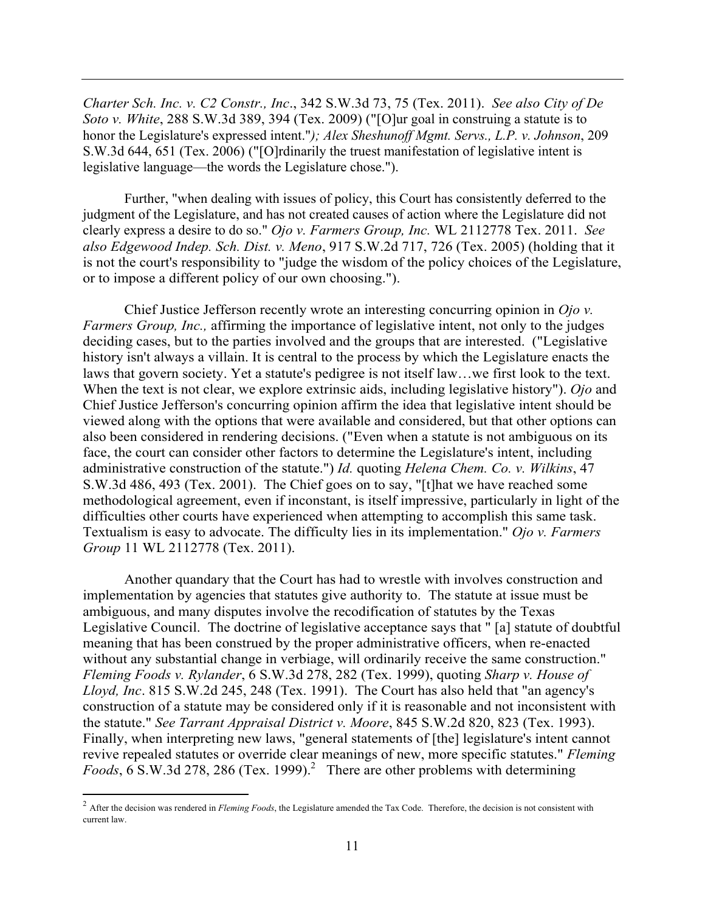*Charter Sch. Inc. v. C2 Constr., Inc*., 342 S.W.3d 73, 75 (Tex. 2011). *See also City of De Soto v. White*, 288 S.W.3d 389, 394 (Tex. 2009) ("[O]ur goal in construing a statute is to honor the Legislature's expressed intent."*); Alex Sheshunoff Mgmt. Servs., L.P. v. Johnson*, 209 S.W.3d 644, 651 (Tex. 2006) ("[O]rdinarily the truest manifestation of legislative intent is legislative language—the words the Legislature chose.").

Further, "when dealing with issues of policy, this Court has consistently deferred to the judgment of the Legislature, and has not created causes of action where the Legislature did not clearly express a desire to do so." *Ojo v. Farmers Group, Inc.* WL 2112778 Tex. 2011. *See also Edgewood Indep. Sch. Dist. v. Meno*, 917 S.W.2d 717, 726 (Tex. 2005) (holding that it is not the court's responsibility to "judge the wisdom of the policy choices of the Legislature, or to impose a different policy of our own choosing.").

Chief Justice Jefferson recently wrote an interesting concurring opinion in *Ojo v. Farmers Group, Inc.,* affirming the importance of legislative intent, not only to the judges deciding cases, but to the parties involved and the groups that are interested. ("Legislative history isn't always a villain. It is central to the process by which the Legislature enacts the laws that govern society. Yet a statute's pedigree is not itself law…we first look to the text. When the text is not clear, we explore extrinsic aids, including legislative history"). *Ojo* and Chief Justice Jefferson's concurring opinion affirm the idea that legislative intent should be viewed along with the options that were available and considered, but that other options can also been considered in rendering decisions. ("Even when a statute is not ambiguous on its face, the court can consider other factors to determine the Legislature's intent, including administrative construction of the statute.") *Id.* quoting *Helena Chem. Co. v. Wilkins*, 47 S.W.3d 486, 493 (Tex. 2001). The Chief goes on to say, "[t]hat we have reached some methodological agreement, even if inconstant, is itself impressive, particularly in light of the difficulties other courts have experienced when attempting to accomplish this same task. Textualism is easy to advocate. The difficulty lies in its implementation." *Ojo v. Farmers Group* 11 WL 2112778 (Tex. 2011).

Another quandary that the Court has had to wrestle with involves construction and implementation by agencies that statutes give authority to. The statute at issue must be ambiguous, and many disputes involve the recodification of statutes by the Texas Legislative Council. The doctrine of legislative acceptance says that " [a] statute of doubtful meaning that has been construed by the proper administrative officers, when re-enacted without any substantial change in verbiage, will ordinarily receive the same construction." *Fleming Foods v. Rylander*, 6 S.W.3d 278, 282 (Tex. 1999), quoting *Sharp v. House of Lloyd, Inc*. 815 S.W.2d 245, 248 (Tex. 1991). The Court has also held that "an agency's construction of a statute may be considered only if it is reasonable and not inconsistent with the statute." *See Tarrant Appraisal District v. Moore*, 845 S.W.2d 820, 823 (Tex. 1993). Finally, when interpreting new laws, "general statements of [the] legislature's intent cannot revive repealed statutes or override clear meanings of new, more specific statutes." *Fleming Foods*, 6 S.W.3d 278, 286 (Tex. 1999).[2] There are other problems with determining

[2] After the decision was rendered in *Fleming Foods*, the Legislature amended the Tax Code. Therefore, the decision is not consistent with current law.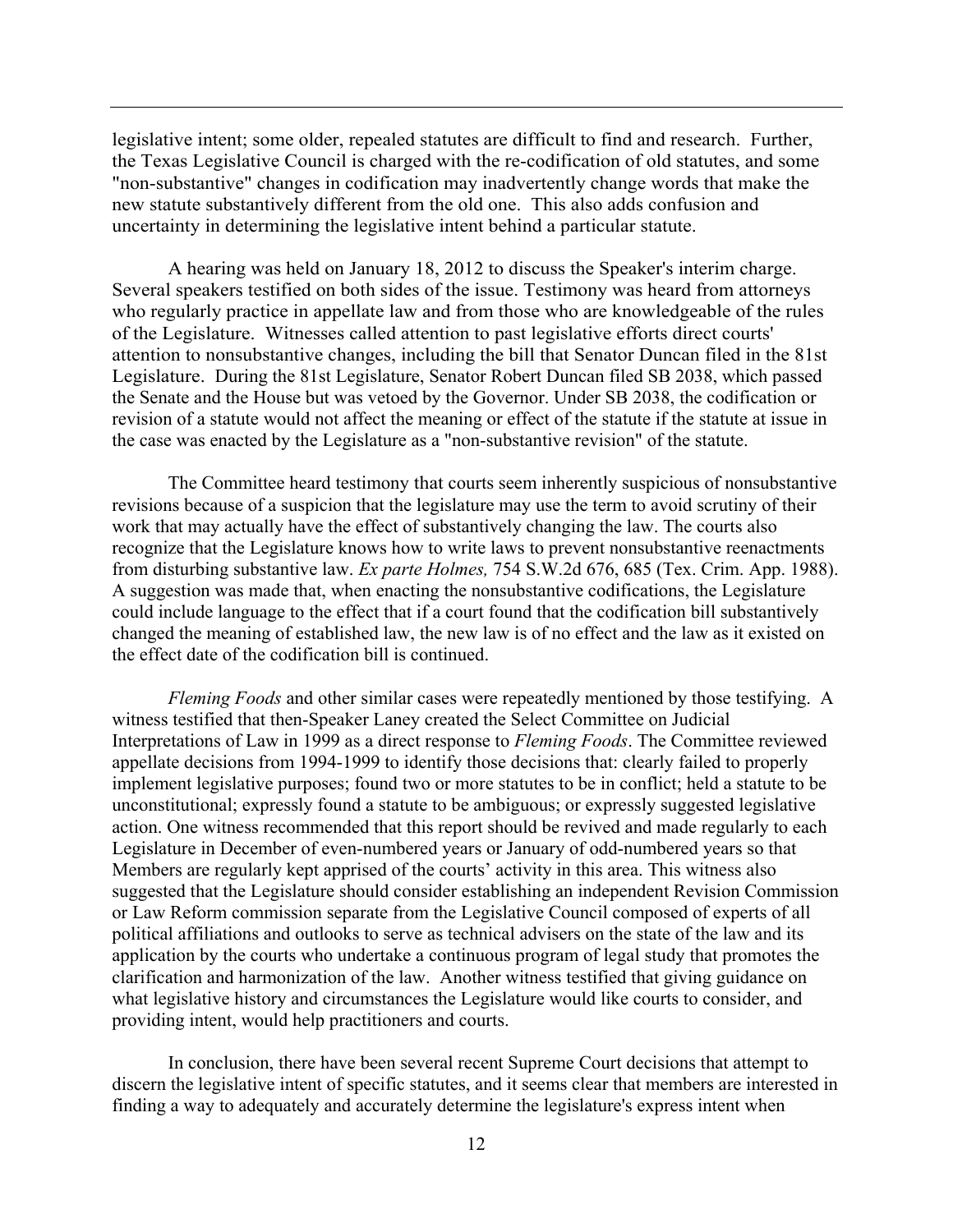legislative intent; some older, repealed statutes are difficult to find and research. Further, the Texas Legislative Council is charged with the re-codification of old statutes, and some "non-substantive" changes in codification may inadvertently change words that make the new statute substantively different from the old one. This also adds confusion and uncertainty in determining the legislative intent behind a particular statute.

A hearing was held on January 18, 2012 to discuss the Speaker's interim charge. Several speakers testified on both sides of the issue. Testimony was heard from attorneys who regularly practice in appellate law and from those who are knowledgeable of the rules of the Legislature. Witnesses called attention to past legislative efforts direct courts' attention to nonsubstantive changes, including the bill that Senator Duncan filed in the 81st Legislature. During the 81st Legislature, Senator Robert Duncan filed SB 2038, which passed the Senate and the House but was vetoed by the Governor. Under SB 2038, the codification or revision of a statute would not affect the meaning or effect of the statute if the statute at issue in the case was enacted by the Legislature as a "non-substantive revision" of the statute.

The Committee heard testimony that courts seem inherently suspicious of nonsubstantive revisions because of a suspicion that the legislature may use the term to avoid scrutiny of their work that may actually have the effect of substantively changing the law. The courts also recognize that the Legislature knows how to write laws to prevent nonsubstantive reenactments from disturbing substantive law. *Ex parte Holmes,* 754 S.W.2d 676, 685 (Tex. Crim. App. 1988). A suggestion was made that, when enacting the nonsubstantive codifications, the Legislature could include language to the effect that if a court found that the codification bill substantively changed the meaning of established law, the new law is of no effect and the law as it existed on the effect date of the codification bill is continued.

*Fleming Foods* and other similar cases were repeatedly mentioned by those testifying. A witness testified that then-Speaker Laney created the Select Committee on Judicial Interpretations of Law in 1999 as a direct response to *Fleming Foods*. The Committee reviewed appellate decisions from 1994-1999 to identify those decisions that: clearly failed to properly implement legislative purposes; found two or more statutes to be in conflict; held a statute to be unconstitutional; expressly found a statute to be ambiguous; or expressly suggested legislative action. One witness recommended that this report should be revived and made regularly to each Legislature in December of even-numbered years or January of odd-numbered years so that Members are regularly kept apprised of the courts' activity in this area. This witness also suggested that the Legislature should consider establishing an independent Revision Commission or Law Reform commission separate from the Legislative Council composed of experts of all political affiliations and outlooks to serve as technical advisers on the state of the law and its application by the courts who undertake a continuous program of legal study that promotes the clarification and harmonization of the law. Another witness testified that giving guidance on what legislative history and circumstances the Legislature would like courts to consider, and providing intent, would help practitioners and courts.

In conclusion, there have been several recent Supreme Court decisions that attempt to discern the legislative intent of specific statutes, and it seems clear that members are interested in finding a way to adequately and accurately determine the legislature's express intent when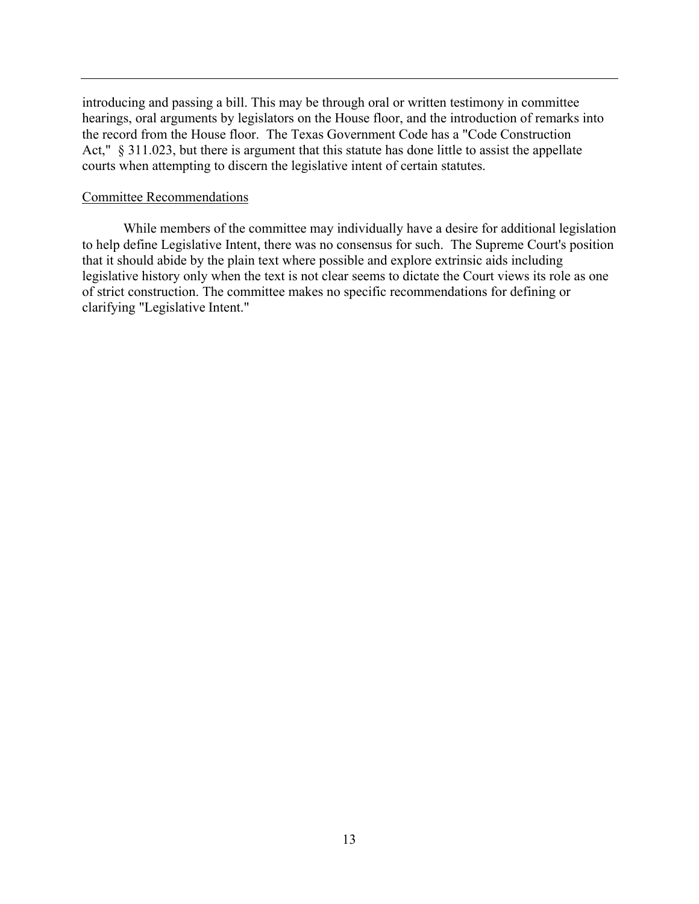introducing and passing a bill. This may be through oral or written testimony in committee hearings, oral arguments by legislators on the House floor, and the introduction of remarks into the record from the House floor. The Texas Government Code has a "Code Construction Act," § 311.023, but there is argument that this statute has done little to assist the appellate courts when attempting to discern the legislative intent of certain statutes.

## Committee Recommendations

While members of the committee may individually have a desire for additional legislation to help define Legislative Intent, there was no consensus for such. The Supreme Court's position that it should abide by the plain text where possible and explore extrinsic aids including legislative history only when the text is not clear seems to dictate the Court views its role as one of strict construction. The committee makes no specific recommendations for defining or clarifying "Legislative Intent."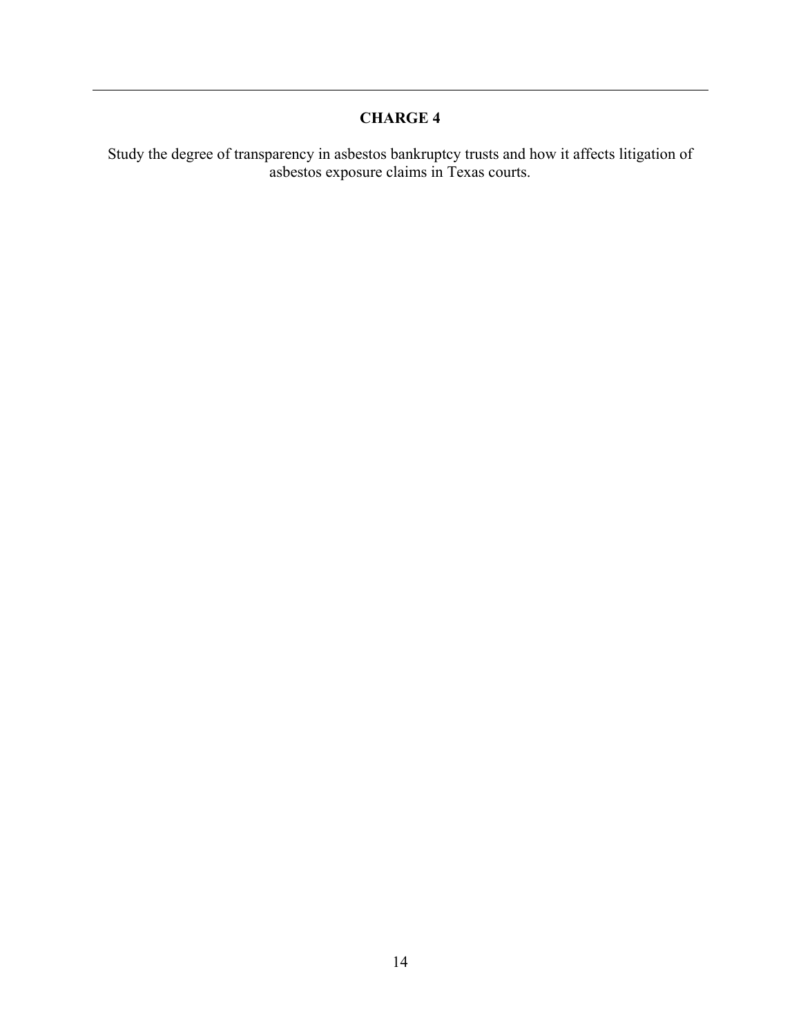## CHARGE 4

Study the degree of transparency in asbestos bankruptcy trusts and how it affects litigation of asbestos exposure claims in Texas courts.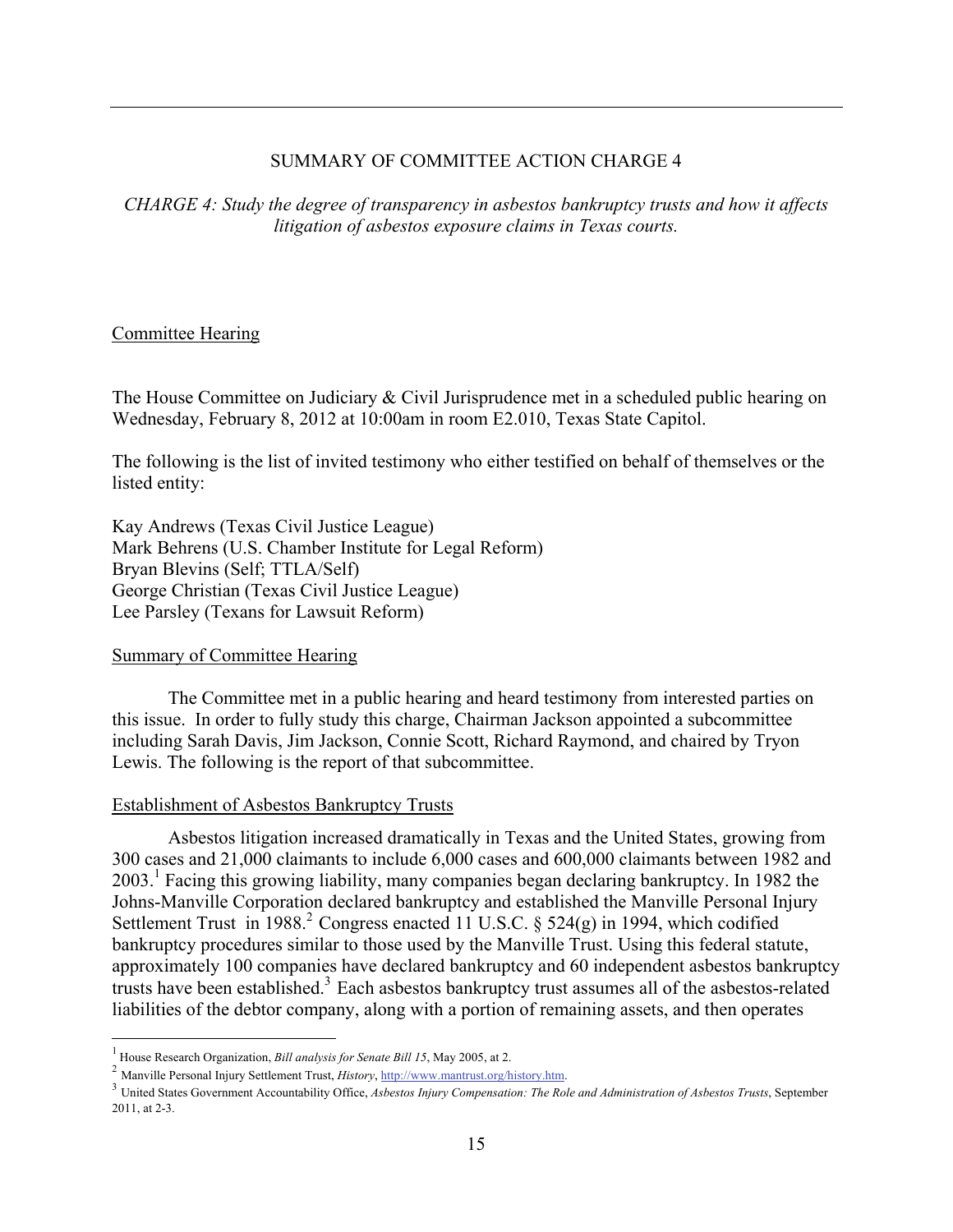## SUMMARY OF COMMITTEE ACTION CHARGE 4

*CHARGE 4: Study the degree of transparency in asbestos bankruptcy trusts and how it affects litigation of asbestos exposure claims in Texas courts.*

### Committee Hearing

The House Committee on Judiciary & Civil Jurisprudence met in a scheduled public hearing on Wednesday, February 8, 2012 at 10:00am in room E2.010, Texas State Capitol.

The following is the list of invited testimony who either testified on behalf of themselves or the listed entity:

Kay Andrews (Texas Civil Justice League)
Mark Behrens (U.S. Chamber Institute for Legal Reform)
Bryan Blevins (Self; TTLA/Self)
George Christian (Texas Civil Justice League)
Lee Parsley (Texans for Lawsuit Reform)

### Summary of Committee Hearing

The Committee met in a public hearing and heard testimony from interested parties on this issue. In order to fully study this charge, Chairman Jackson appointed a subcommittee including Sarah Davis, Jim Jackson, Connie Scott, Richard Raymond, and chaired by Tryon Lewis. The following is the report of that subcommittee.

### Establishment of Asbestos Bankruptcy Trusts

Asbestos litigation increased dramatically in Texas and the United States, growing from 300 cases and 21,000 claimants to include 6,000 cases and 600,000 claimants between 1982 and 2003.[1] Facing this growing liability, many companies began declaring bankruptcy. In 1982 the Johns-Manville Corporation declared bankruptcy and established the Manville Personal Injury Settlement Trust in 1988.[2] Congress enacted 11 U.S.C. § 524(g) in 1994, which codified bankruptcy procedures similar to those used by the Manville Trust. Using this federal statute, approximately 100 companies have declared bankruptcy and 60 independent asbestos bankruptcy trusts have been established.[3] Each asbestos bankruptcy trust assumes all of the asbestos-related liabilities of the debtor company, along with a portion of remaining assets, and then operates

---

[1] House Research Organization, *Bill analysis for Senate Bill 15*, May 2005, at 2.

[2] Manville Personal Injury Settlement Trust, *History*, http://www.mantrust.org/history.htm.

[3] United States Government Accountability Office, *Asbestos Injury Compensation: The Role and Administration of Asbestos Trusts*, September 2011, at 2-3.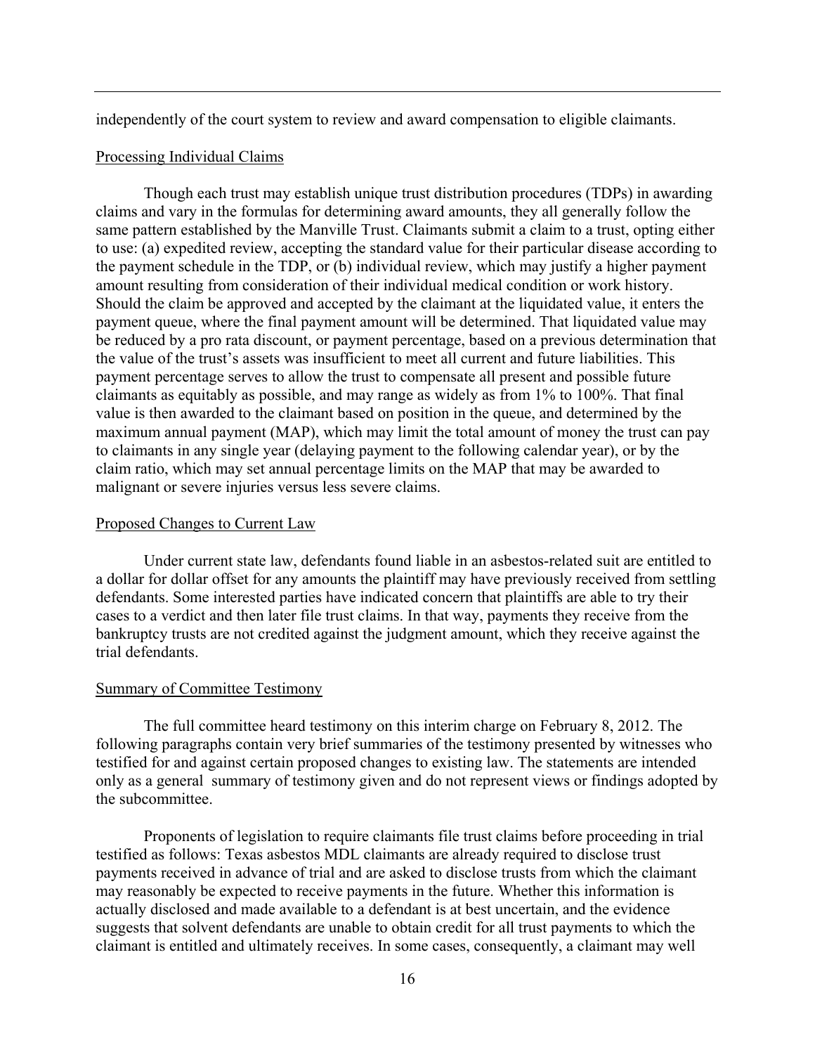independently of the court system to review and award compensation to eligible claimants.

## Processing Individual Claims

Though each trust may establish unique trust distribution procedures (TDPs) in awarding claims and vary in the formulas for determining award amounts, they all generally follow the same pattern established by the Manville Trust. Claimants submit a claim to a trust, opting either to use: (a) expedited review, accepting the standard value for their particular disease according to the payment schedule in the TDP, or (b) individual review, which may justify a higher payment amount resulting from consideration of their individual medical condition or work history. Should the claim be approved and accepted by the claimant at the liquidated value, it enters the payment queue, where the final payment amount will be determined. That liquidated value may be reduced by a pro rata discount, or payment percentage, based on a previous determination that the value of the trust's assets was insufficient to meet all current and future liabilities. This payment percentage serves to allow the trust to compensate all present and possible future claimants as equitably as possible, and may range as widely as from 1% to 100%. That final value is then awarded to the claimant based on position in the queue, and determined by the maximum annual payment (MAP), which may limit the total amount of money the trust can pay to claimants in any single year (delaying payment to the following calendar year), or by the claim ratio, which may set annual percentage limits on the MAP that may be awarded to malignant or severe injuries versus less severe claims.

## Proposed Changes to Current Law

Under current state law, defendants found liable in an asbestos-related suit are entitled to a dollar for dollar offset for any amounts the plaintiff may have previously received from settling defendants. Some interested parties have indicated concern that plaintiffs are able to try their cases to a verdict and then later file trust claims. In that way, payments they receive from the bankruptcy trusts are not credited against the judgment amount, which they receive against the trial defendants.

## Summary of Committee Testimony

The full committee heard testimony on this interim charge on February 8, 2012. The following paragraphs contain very brief summaries of the testimony presented by witnesses who testified for and against certain proposed changes to existing law. The statements are intended only as a general summary of testimony given and do not represent views or findings adopted by the subcommittee.

Proponents of legislation to require claimants file trust claims before proceeding in trial testified as follows: Texas asbestos MDL claimants are already required to disclose trust payments received in advance of trial and are asked to disclose trusts from which the claimant may reasonably be expected to receive payments in the future. Whether this information is actually disclosed and made available to a defendant is at best uncertain, and the evidence suggests that solvent defendants are unable to obtain credit for all trust payments to which the claimant is entitled and ultimately receives. In some cases, consequently, a claimant may well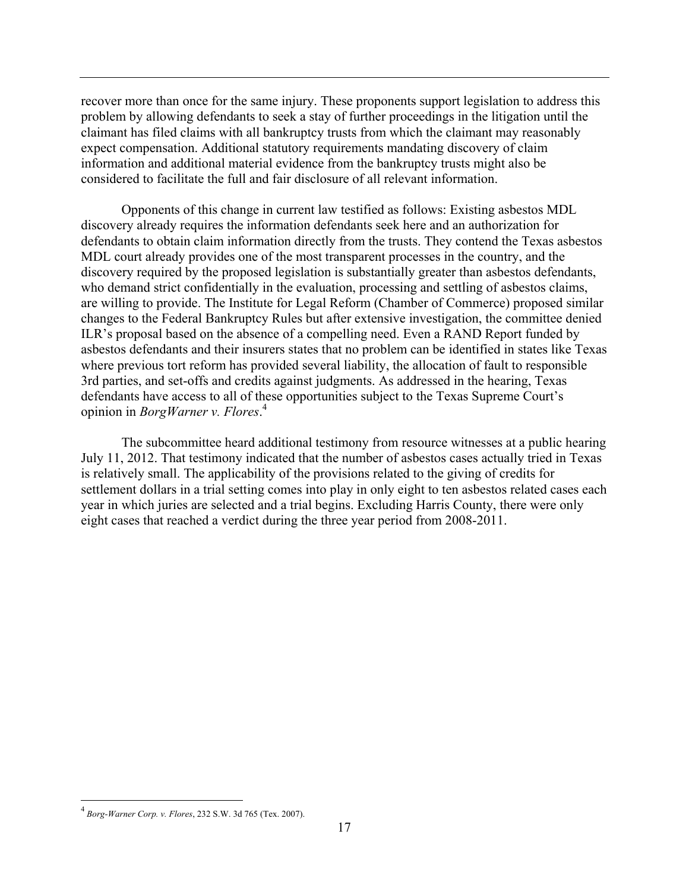recover more than once for the same injury. These proponents support legislation to address this problem by allowing defendants to seek a stay of further proceedings in the litigation until the claimant has filed claims with all bankruptcy trusts from which the claimant may reasonably expect compensation. Additional statutory requirements mandating discovery of claim information and additional material evidence from the bankruptcy trusts might also be considered to facilitate the full and fair disclosure of all relevant information.

Opponents of this change in current law testified as follows: Existing asbestos MDL discovery already requires the information defendants seek here and an authorization for defendants to obtain claim information directly from the trusts. They contend the Texas asbestos MDL court already provides one of the most transparent processes in the country, and the discovery required by the proposed legislation is substantially greater than asbestos defendants, who demand strict confidentially in the evaluation, processing and settling of asbestos claims, are willing to provide. The Institute for Legal Reform (Chamber of Commerce) proposed similar changes to the Federal Bankruptcy Rules but after extensive investigation, the committee denied ILR's proposal based on the absence of a compelling need. Even a RAND Report funded by asbestos defendants and their insurers states that no problem can be identified in states like Texas where previous tort reform has provided several liability, the allocation of fault to responsible 3rd parties, and set-offs and credits against judgments. As addressed in the hearing, Texas defendants have access to all of these opportunities subject to the Texas Supreme Court's opinion in *BorgWarner v. Flores*.[4]

The subcommittee heard additional testimony from resource witnesses at a public hearing July 11, 2012. That testimony indicated that the number of asbestos cases actually tried in Texas is relatively small. The applicability of the provisions related to the giving of credits for settlement dollars in a trial setting comes into play in only eight to ten asbestos related cases each year in which juries are selected and a trial begins. Excluding Harris County, there were only eight cases that reached a verdict during the three year period from 2008-2011.

---

[4] *Borg-Warner Corp. v. Flores*, 232 S.W. 3d 765 (Tex. 2007).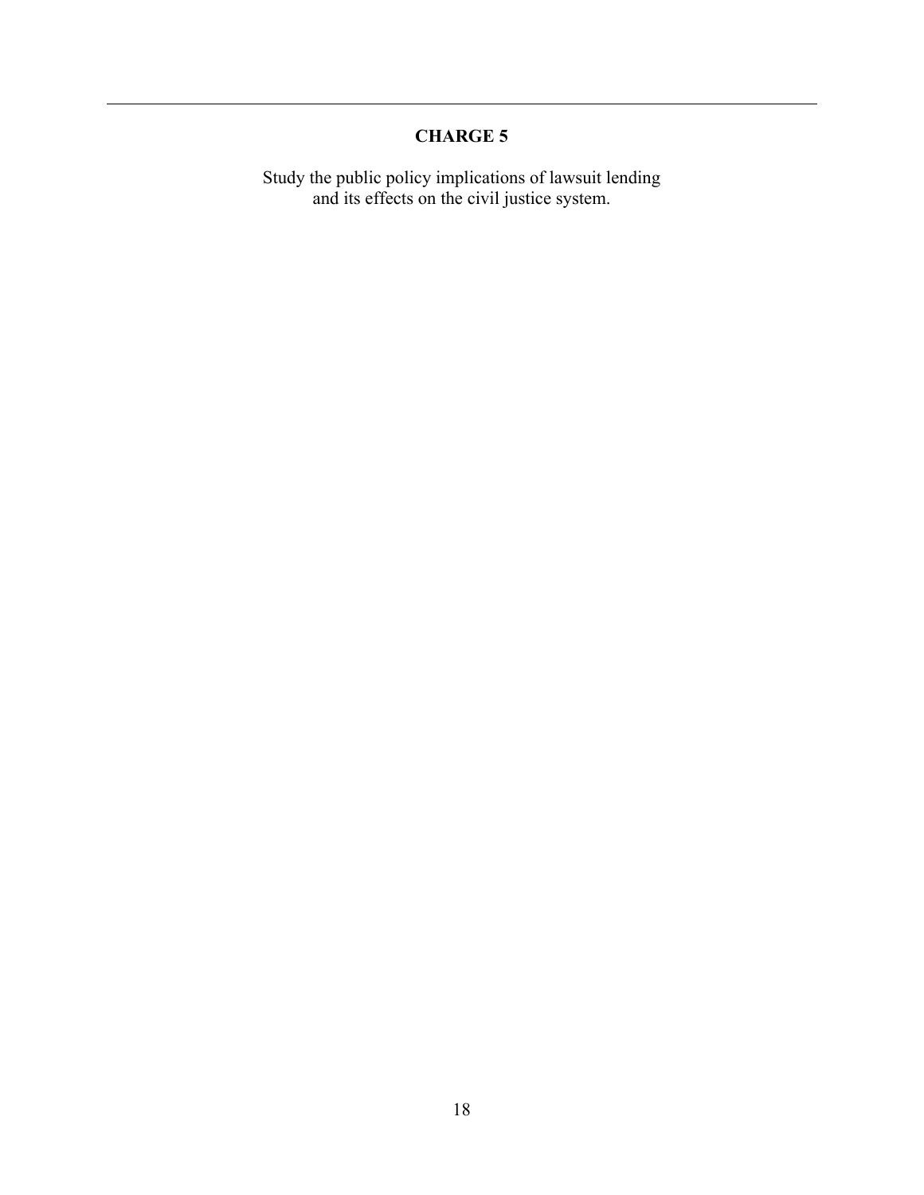## CHARGE 5

Study the public policy implications of lawsuit lending and its effects on the civil justice system.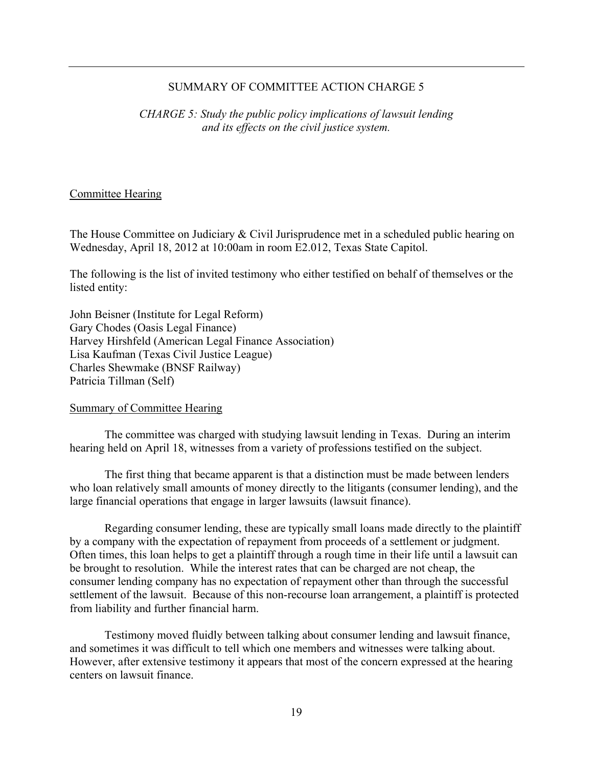## SUMMARY OF COMMITTEE ACTION CHARGE 5

*CHARGE 5: Study the public policy implications of lawsuit lending and its effects on the civil justice system.*

### Committee Hearing

The House Committee on Judiciary & Civil Jurisprudence met in a scheduled public hearing on Wednesday, April 18, 2012 at 10:00am in room E2.012, Texas State Capitol.

The following is the list of invited testimony who either testified on behalf of themselves or the listed entity:

John Beisner (Institute for Legal Reform)
Gary Chodes (Oasis Legal Finance)
Harvey Hirshfeld (American Legal Finance Association)
Lisa Kaufman (Texas Civil Justice League)
Charles Shewmake (BNSF Railway)
Patricia Tillman (Self)

### Summary of Committee Hearing

The committee was charged with studying lawsuit lending in Texas. During an interim hearing held on April 18, witnesses from a variety of professions testified on the subject.

The first thing that became apparent is that a distinction must be made between lenders who loan relatively small amounts of money directly to the litigants (consumer lending), and the large financial operations that engage in larger lawsuits (lawsuit finance).

Regarding consumer lending, these are typically small loans made directly to the plaintiff by a company with the expectation of repayment from proceeds of a settlement or judgment. Often times, this loan helps to get a plaintiff through a rough time in their life until a lawsuit can be brought to resolution. While the interest rates that can be charged are not cheap, the consumer lending company has no expectation of repayment other than through the successful settlement of the lawsuit. Because of this non-recourse loan arrangement, a plaintiff is protected from liability and further financial harm.

Testimony moved fluidly between talking about consumer lending and lawsuit finance, and sometimes it was difficult to tell which one members and witnesses were talking about. However, after extensive testimony it appears that most of the concern expressed at the hearing centers on lawsuit finance.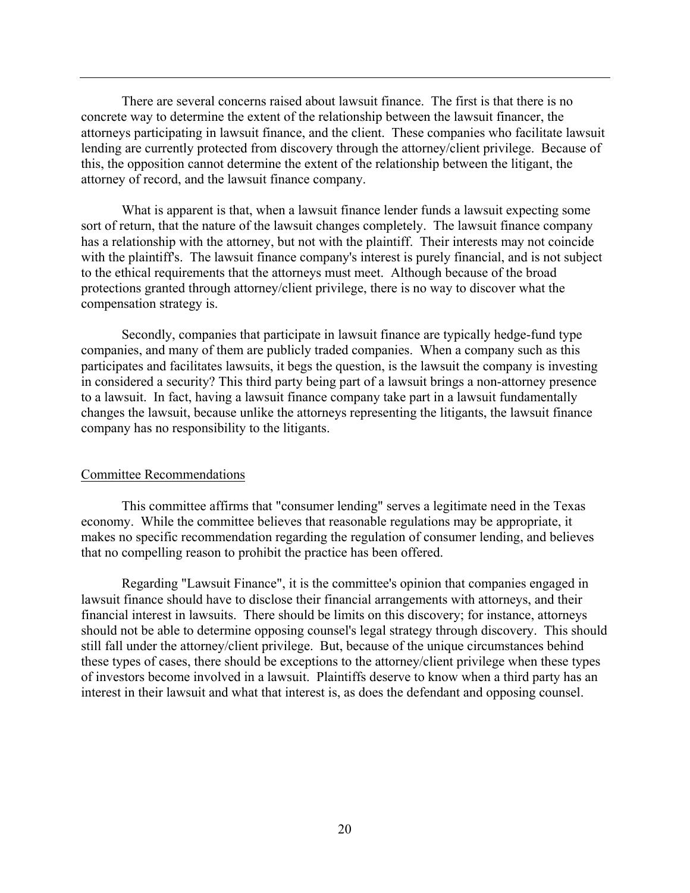There are several concerns raised about lawsuit finance. The first is that there is no concrete way to determine the extent of the relationship between the lawsuit financer, the attorneys participating in lawsuit finance, and the client. These companies who facilitate lawsuit lending are currently protected from discovery through the attorney/client privilege. Because of this, the opposition cannot determine the extent of the relationship between the litigant, the attorney of record, and the lawsuit finance company.

What is apparent is that, when a lawsuit finance lender funds a lawsuit expecting some sort of return, that the nature of the lawsuit changes completely. The lawsuit finance company has a relationship with the attorney, but not with the plaintiff. Their interests may not coincide with the plaintiff's. The lawsuit finance company's interest is purely financial, and is not subject to the ethical requirements that the attorneys must meet. Although because of the broad protections granted through attorney/client privilege, there is no way to discover what the compensation strategy is.

Secondly, companies that participate in lawsuit finance are typically hedge-fund type companies, and many of them are publicly traded companies. When a company such as this participates and facilitates lawsuits, it begs the question, is the lawsuit the company is investing in considered a security? This third party being part of a lawsuit brings a non-attorney presence to a lawsuit. In fact, having a lawsuit finance company take part in a lawsuit fundamentally changes the lawsuit, because unlike the attorneys representing the litigants, the lawsuit finance company has no responsibility to the litigants.

## Committee Recommendations

This committee affirms that "consumer lending" serves a legitimate need in the Texas economy. While the committee believes that reasonable regulations may be appropriate, it makes no specific recommendation regarding the regulation of consumer lending, and believes that no compelling reason to prohibit the practice has been offered.

Regarding "Lawsuit Finance", it is the committee's opinion that companies engaged in lawsuit finance should have to disclose their financial arrangements with attorneys, and their financial interest in lawsuits. There should be limits on this discovery; for instance, attorneys should not be able to determine opposing counsel's legal strategy through discovery. This should still fall under the attorney/client privilege. But, because of the unique circumstances behind these types of cases, there should be exceptions to the attorney/client privilege when these types of investors become involved in a lawsuit. Plaintiffs deserve to know when a third party has an interest in their lawsuit and what that interest is, as does the defendant and opposing counsel.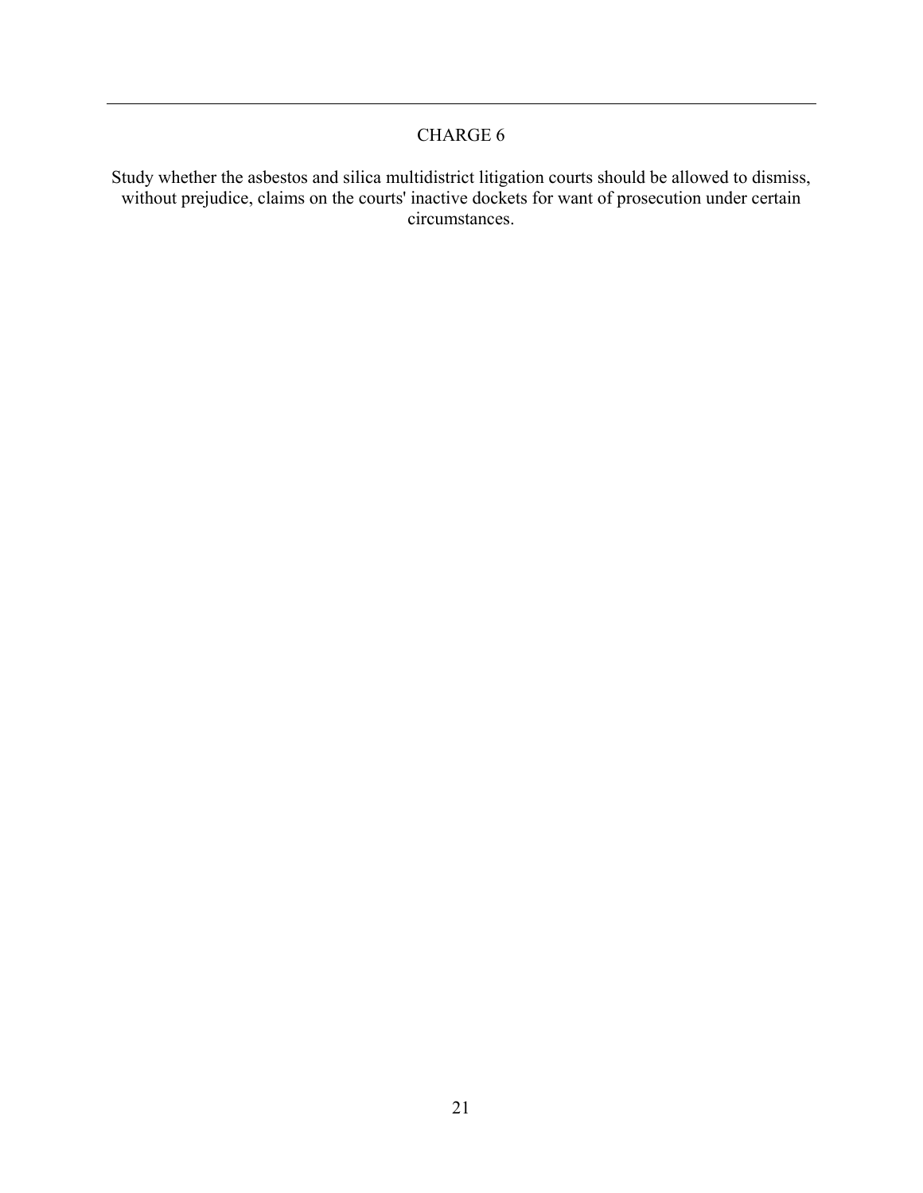---

## CHARGE 6

Study whether the asbestos and silica multidistrict litigation courts should be allowed to dismiss, without prejudice, claims on the courts' inactive dockets for want of prosecution under certain circumstances.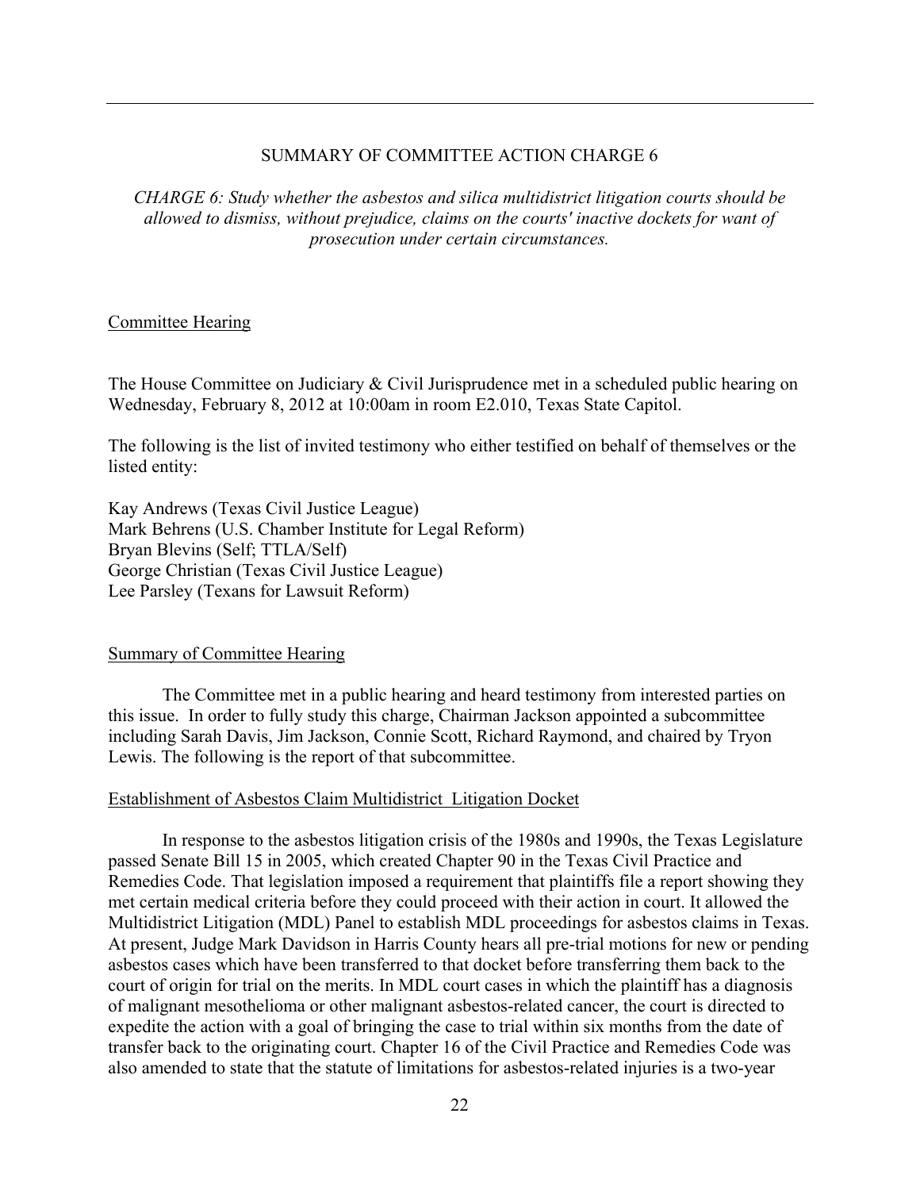## SUMMARY OF COMMITTEE ACTION CHARGE 6

*CHARGE 6: Study whether the asbestos and silica multidistrict litigation courts should be allowed to dismiss, without prejudice, claims on the courts' inactive dockets for want of prosecution under certain circumstances.*

### Committee Hearing

The House Committee on Judiciary & Civil Jurisprudence met in a scheduled public hearing on Wednesday, February 8, 2012 at 10:00am in room E2.010, Texas State Capitol.

The following is the list of invited testimony who either testified on behalf of themselves or the listed entity:

Kay Andrews (Texas Civil Justice League)
Mark Behrens (U.S. Chamber Institute for Legal Reform)
Bryan Blevins (Self; TTLA/Self)
George Christian (Texas Civil Justice League)
Lee Parsley (Texans for Lawsuit Reform)

### Summary of Committee Hearing

The Committee met in a public hearing and heard testimony from interested parties on this issue. In order to fully study this charge, Chairman Jackson appointed a subcommittee including Sarah Davis, Jim Jackson, Connie Scott, Richard Raymond, and chaired by Tryon Lewis. The following is the report of that subcommittee.

### Establishment of Asbestos Claim Multidistrict Litigation Docket

In response to the asbestos litigation crisis of the 1980s and 1990s, the Texas Legislature passed Senate Bill 15 in 2005, which created Chapter 90 in the Texas Civil Practice and Remedies Code. That legislation imposed a requirement that plaintiffs file a report showing they met certain medical criteria before they could proceed with their action in court. It allowed the Multidistrict Litigation (MDL) Panel to establish MDL proceedings for asbestos claims in Texas. At present, Judge Mark Davidson in Harris County hears all pre-trial motions for new or pending asbestos cases which have been transferred to that docket before transferring them back to the court of origin for trial on the merits. In MDL court cases in which the plaintiff has a diagnosis of malignant mesothelioma or other malignant asbestos-related cancer, the court is directed to expedite the action with a goal of bringing the case to trial within six months from the date of transfer back to the originating court. Chapter 16 of the Civil Practice and Remedies Code was also amended to state that the statute of limitations for asbestos-related injuries is a two-year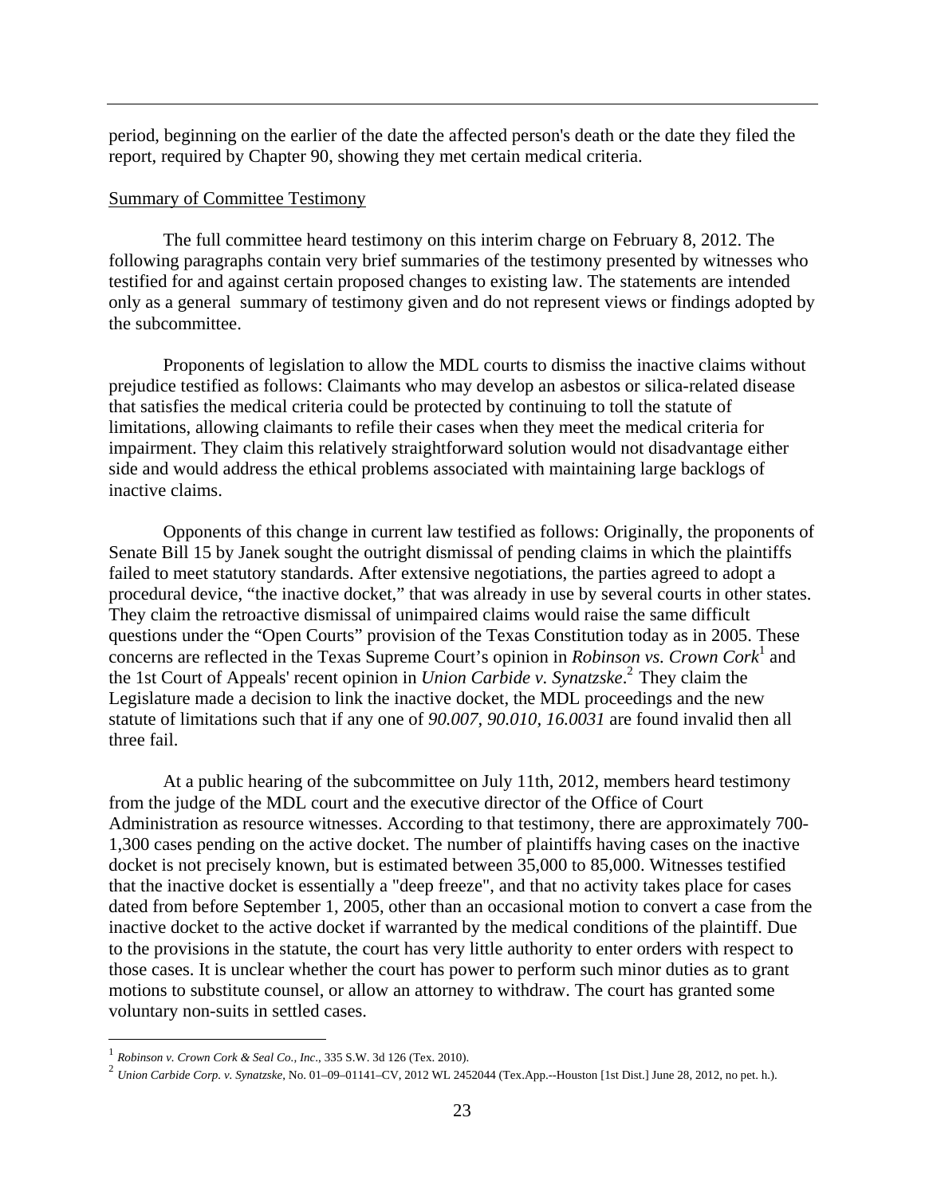period, beginning on the earlier of the date the affected person's death or the date they filed the report, required by Chapter 90, showing they met certain medical criteria.

Summary of Committee Testimony

The full committee heard testimony on this interim charge on February 8, 2012. The following paragraphs contain very brief summaries of the testimony presented by witnesses who testified for and against certain proposed changes to existing law. The statements are intended only as a general summary of testimony given and do not represent views or findings adopted by the subcommittee.

Proponents of legislation to allow the MDL courts to dismiss the inactive claims without prejudice testified as follows: Claimants who may develop an asbestos or silica-related disease that satisfies the medical criteria could be protected by continuing to toll the statute of limitations, allowing claimants to refile their cases when they meet the medical criteria for impairment. They claim this relatively straightforward solution would not disadvantage either side and would address the ethical problems associated with maintaining large backlogs of inactive claims.

Opponents of this change in current law testified as follows: Originally, the proponents of Senate Bill 15 by Janek sought the outright dismissal of pending claims in which the plaintiffs failed to meet statutory standards. After extensive negotiations, the parties agreed to adopt a procedural device, "the inactive docket," that was already in use by several courts in other states. They claim the retroactive dismissal of unimpaired claims would raise the same difficult questions under the "Open Courts" provision of the Texas Constitution today as in 2005. These concerns are reflected in the Texas Supreme Court's opinion in *Robinson vs. Crown Cork*[1] and the 1st Court of Appeals' recent opinion in *Union Carbide v. Synatzske*.[2] They claim the Legislature made a decision to link the inactive docket, the MDL proceedings and the new statute of limitations such that if any one of *90.007, 90.010, 16.0031* are found invalid then all three fail.

At a public hearing of the subcommittee on July 11th, 2012, members heard testimony from the judge of the MDL court and the executive director of the Office of Court Administration as resource witnesses. According to that testimony, there are approximately 700-1,300 cases pending on the active docket. The number of plaintiffs having cases on the inactive docket is not precisely known, but is estimated between 35,000 to 85,000. Witnesses testified that the inactive docket is essentially a "deep freeze", and that no activity takes place for cases dated from before September 1, 2005, other than an occasional motion to convert a case from the inactive docket to the active docket if warranted by the medical conditions of the plaintiff. Due to the provisions in the statute, the court has very little authority to enter orders with respect to those cases. It is unclear whether the court has power to perform such minor duties as to grant motions to substitute counsel, or allow an attorney to withdraw. The court has granted some voluntary non-suits in settled cases.

---

[1] *Robinson v. Crown Cork & Seal Co., Inc.*, 335 S.W. 3d 126 (Tex. 2010).

[2] *Union Carbide Corp. v. Synatzske*, No. 01–09–01141–CV, 2012 WL 2452044 (Tex.App.--Houston [1st Dist.] June 28, 2012, no pet. h.).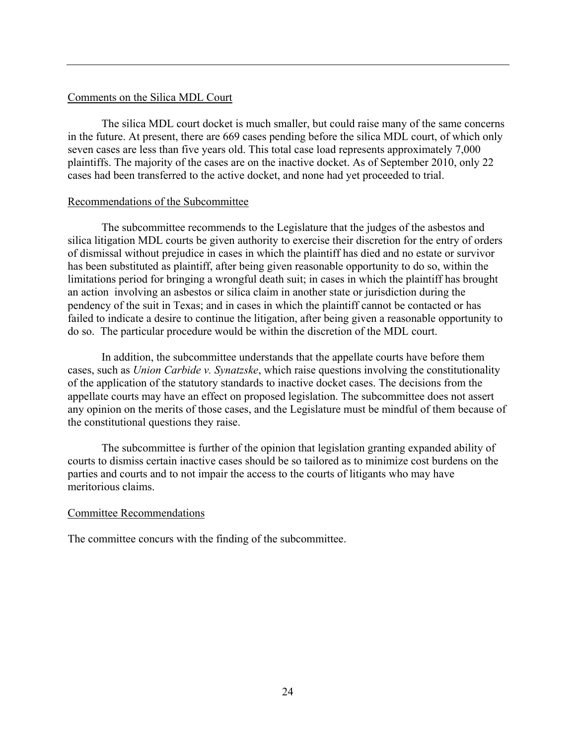Comments on the Silica MDL Court

The silica MDL court docket is much smaller, but could raise many of the same concerns in the future. At present, there are 669 cases pending before the silica MDL court, of which only seven cases are less than five years old. This total case load represents approximately 7,000 plaintiffs. The majority of the cases are on the inactive docket. As of September 2010, only 22 cases had been transferred to the active docket, and none had yet proceeded to trial.

Recommendations of the Subcommittee

The subcommittee recommends to the Legislature that the judges of the asbestos and silica litigation MDL courts be given authority to exercise their discretion for the entry of orders of dismissal without prejudice in cases in which the plaintiff has died and no estate or survivor has been substituted as plaintiff, after being given reasonable opportunity to do so, within the limitations period for bringing a wrongful death suit; in cases in which the plaintiff has brought an action involving an asbestos or silica claim in another state or jurisdiction during the pendency of the suit in Texas; and in cases in which the plaintiff cannot be contacted or has failed to indicate a desire to continue the litigation, after being given a reasonable opportunity to do so. The particular procedure would be within the discretion of the MDL court.

In addition, the subcommittee understands that the appellate courts have before them cases, such as *Union Carbide v. Synatzske*, which raise questions involving the constitutionality of the application of the statutory standards to inactive docket cases. The decisions from the appellate courts may have an effect on proposed legislation. The subcommittee does not assert any opinion on the merits of those cases, and the Legislature must be mindful of them because of the constitutional questions they raise.

The subcommittee is further of the opinion that legislation granting expanded ability of courts to dismiss certain inactive cases should be so tailored as to minimize cost burdens on the parties and courts and to not impair the access to the courts of litigants who may have meritorious claims.

Committee Recommendations

The committee concurs with the finding of the subcommittee.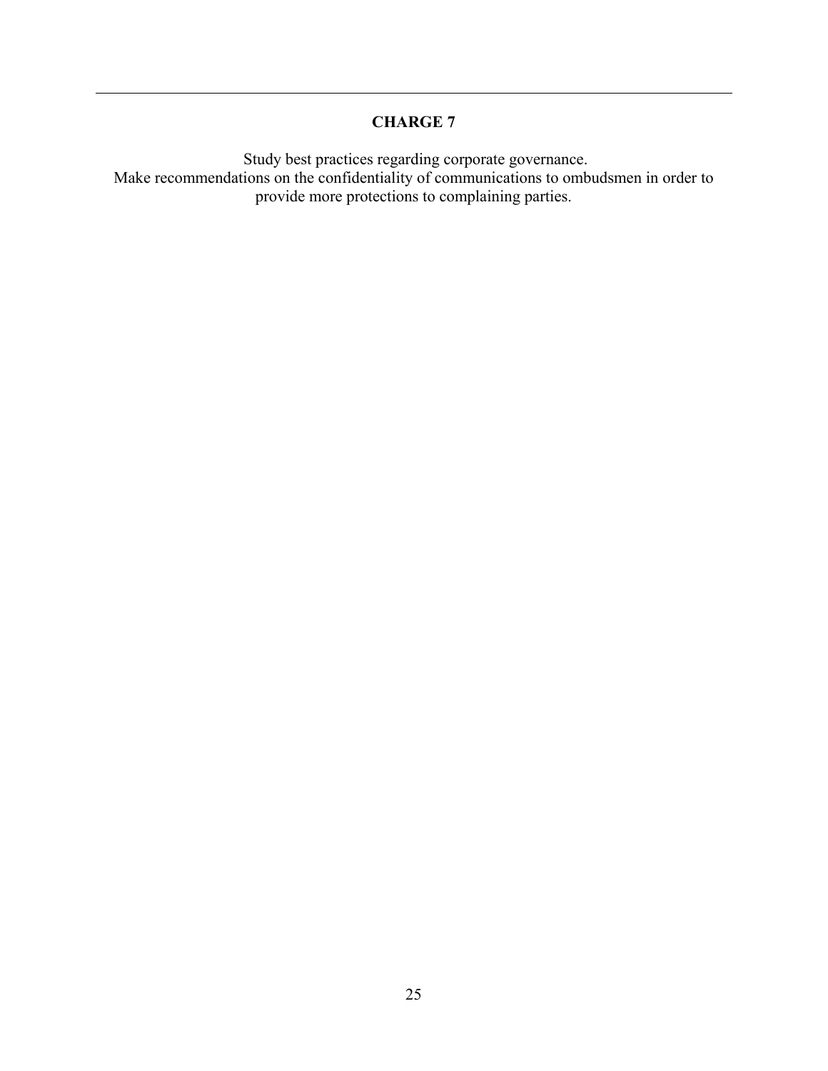## CHARGE 7

Study best practices regarding corporate governance.
Make recommendations on the confidentiality of communications to ombudsmen in order to provide more protections to complaining parties.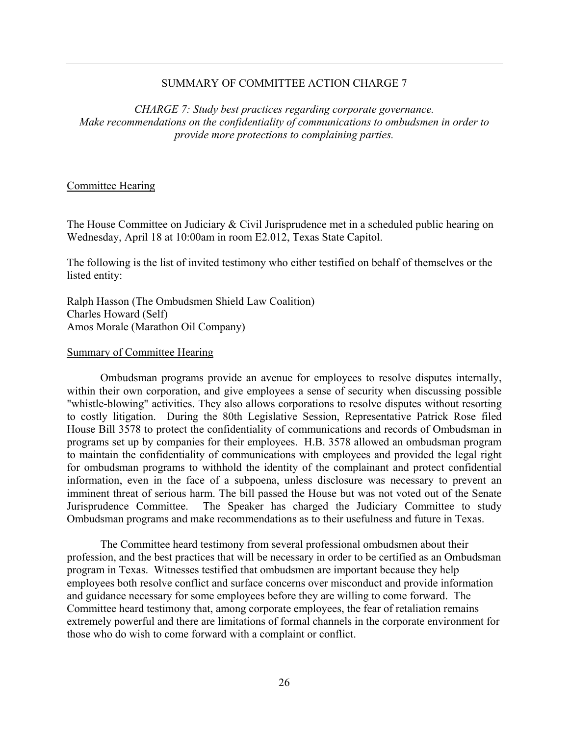## SUMMARY OF COMMITTEE ACTION CHARGE 7

*CHARGE 7: Study best practices regarding corporate governance. Make recommendations on the confidentiality of communications to ombudsmen in order to provide more protections to complaining parties.*

### Committee Hearing

The House Committee on Judiciary & Civil Jurisprudence met in a scheduled public hearing on Wednesday, April 18 at 10:00am in room E2.012, Texas State Capitol.

The following is the list of invited testimony who either testified on behalf of themselves or the listed entity:

Ralph Hasson (The Ombudsmen Shield Law Coalition)
Charles Howard (Self)
Amos Morale (Marathon Oil Company)

### Summary of Committee Hearing

Ombudsman programs provide an avenue for employees to resolve disputes internally, within their own corporation, and give employees a sense of security when discussing possible "whistle-blowing" activities. They also allows corporations to resolve disputes without resorting to costly litigation. During the 80th Legislative Session, Representative Patrick Rose filed House Bill 3578 to protect the confidentiality of communications and records of Ombudsman in programs set up by companies for their employees. H.B. 3578 allowed an ombudsman program to maintain the confidentiality of communications with employees and provided the legal right for ombudsman programs to withhold the identity of the complainant and protect confidential information, even in the face of a subpoena, unless disclosure was necessary to prevent an imminent threat of serious harm. The bill passed the House but was not voted out of the Senate Jurisprudence Committee. The Speaker has charged the Judiciary Committee to study Ombudsman programs and make recommendations as to their usefulness and future in Texas.

The Committee heard testimony from several professional ombudsmen about their profession, and the best practices that will be necessary in order to be certified as an Ombudsman program in Texas. Witnesses testified that ombudsmen are important because they help employees both resolve conflict and surface concerns over misconduct and provide information and guidance necessary for some employees before they are willing to come forward. The Committee heard testimony that, among corporate employees, the fear of retaliation remains extremely powerful and there are limitations of formal channels in the corporate environment for those who do wish to come forward with a complaint or conflict.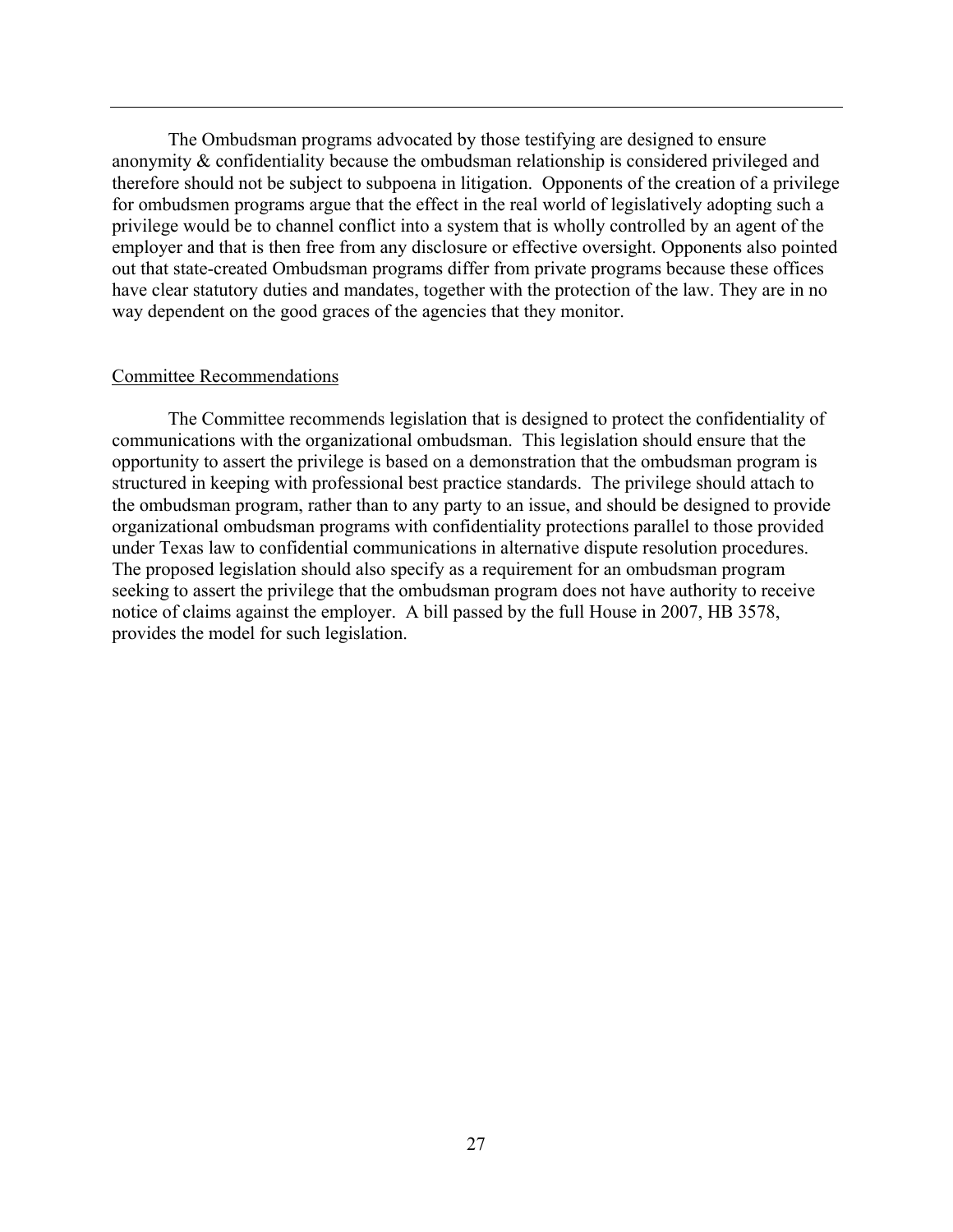The Ombudsman programs advocated by those testifying are designed to ensure anonymity & confidentiality because the ombudsman relationship is considered privileged and therefore should not be subject to subpoena in litigation. Opponents of the creation of a privilege for ombudsmen programs argue that the effect in the real world of legislatively adopting such a privilege would be to channel conflict into a system that is wholly controlled by an agent of the employer and that is then free from any disclosure or effective oversight. Opponents also pointed out that state-created Ombudsman programs differ from private programs because these offices have clear statutory duties and mandates, together with the protection of the law. They are in no way dependent on the good graces of the agencies that they monitor.

## Committee Recommendations

The Committee recommends legislation that is designed to protect the confidentiality of communications with the organizational ombudsman. This legislation should ensure that the opportunity to assert the privilege is based on a demonstration that the ombudsman program is structured in keeping with professional best practice standards. The privilege should attach to the ombudsman program, rather than to any party to an issue, and should be designed to provide organizational ombudsman programs with confidentiality protections parallel to those provided under Texas law to confidential communications in alternative dispute resolution procedures. The proposed legislation should also specify as a requirement for an ombudsman program seeking to assert the privilege that the ombudsman program does not have authority to receive notice of claims against the employer. A bill passed by the full House in 2007, HB 3578, provides the model for such legislation.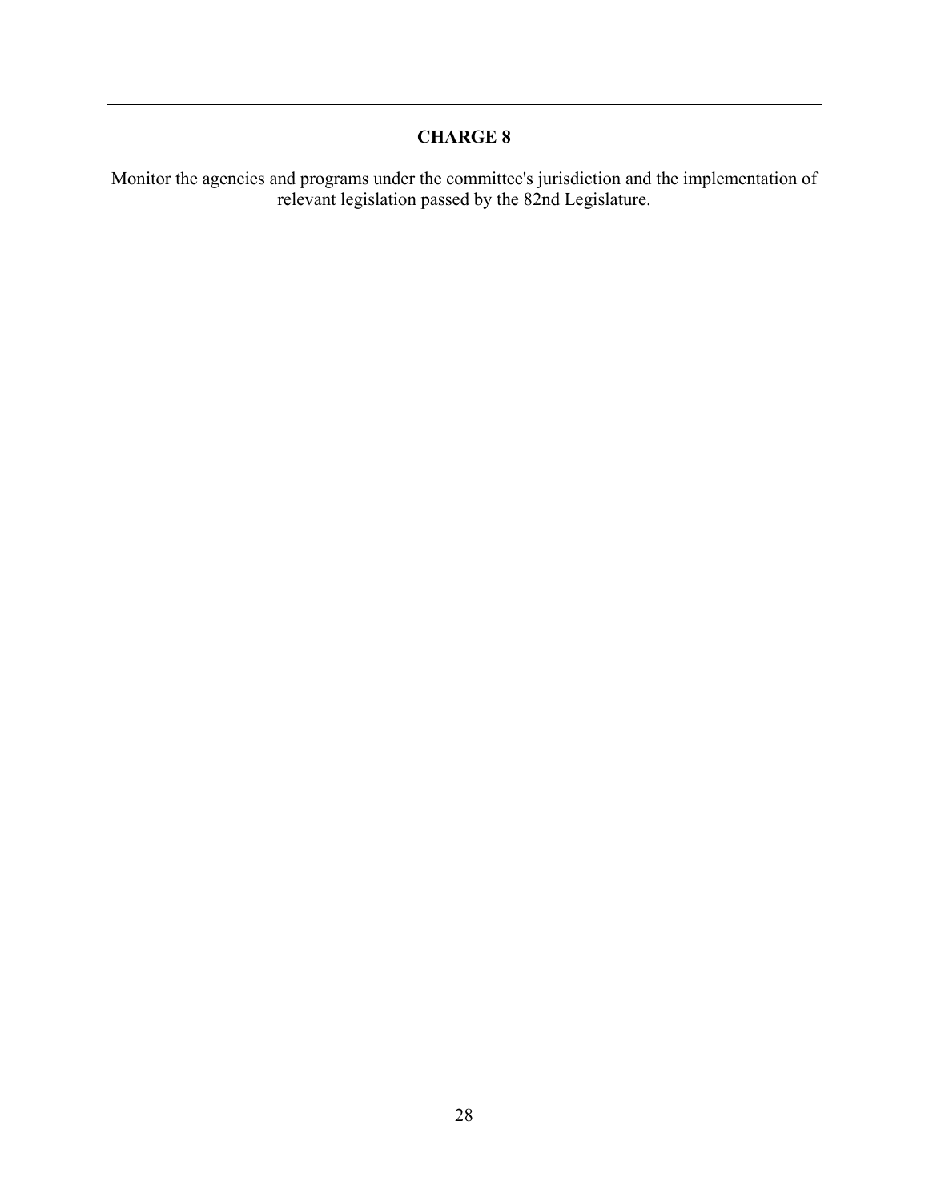## CHARGE 8

Monitor the agencies and programs under the committee's jurisdiction and the implementation of relevant legislation passed by the 82nd Legislature.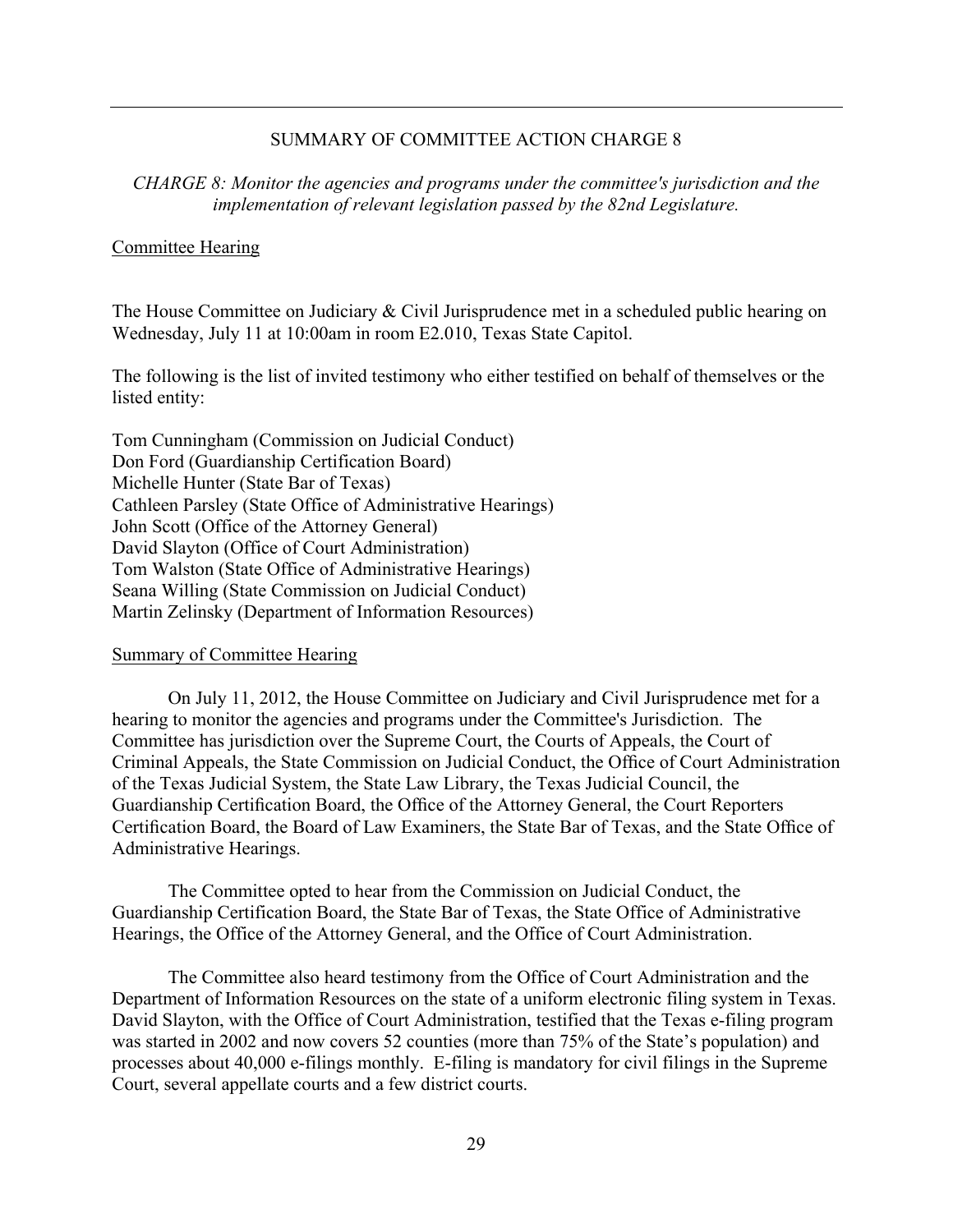## SUMMARY OF COMMITTEE ACTION CHARGE 8

*CHARGE 8: Monitor the agencies and programs under the committee's jurisdiction and the implementation of relevant legislation passed by the 82nd Legislature.*

Committee Hearing

The House Committee on Judiciary & Civil Jurisprudence met in a scheduled public hearing on Wednesday, July 11 at 10:00am in room E2.010, Texas State Capitol.

The following is the list of invited testimony who either testified on behalf of themselves or the listed entity:

Tom Cunningham (Commission on Judicial Conduct)
Don Ford (Guardianship Certification Board)
Michelle Hunter (State Bar of Texas)
Cathleen Parsley (State Office of Administrative Hearings)
John Scott (Office of the Attorney General)
David Slayton (Office of Court Administration)
Tom Walston (State Office of Administrative Hearings)
Seana Willing (State Commission on Judicial Conduct)
Martin Zelinsky (Department of Information Resources)

Summary of Committee Hearing

On July 11, 2012, the House Committee on Judiciary and Civil Jurisprudence met for a hearing to monitor the agencies and programs under the Committee's Jurisdiction. The Committee has jurisdiction over the Supreme Court, the Courts of Appeals, the Court of Criminal Appeals, the State Commission on Judicial Conduct, the Office of Court Administration of the Texas Judicial System, the State Law Library, the Texas Judicial Council, the Guardianship Certification Board, the Office of the Attorney General, the Court Reporters Certification Board, the Board of Law Examiners, the State Bar of Texas, and the State Office of Administrative Hearings.

The Committee opted to hear from the Commission on Judicial Conduct, the Guardianship Certification Board, the State Bar of Texas, the State Office of Administrative Hearings, the Office of the Attorney General, and the Office of Court Administration.

The Committee also heard testimony from the Office of Court Administration and the Department of Information Resources on the state of a uniform electronic filing system in Texas. David Slayton, with the Office of Court Administration, testified that the Texas e-filing program was started in 2002 and now covers 52 counties (more than 75% of the State's population) and processes about 40,000 e-filings monthly. E-filing is mandatory for civil filings in the Supreme Court, several appellate courts and a few district courts.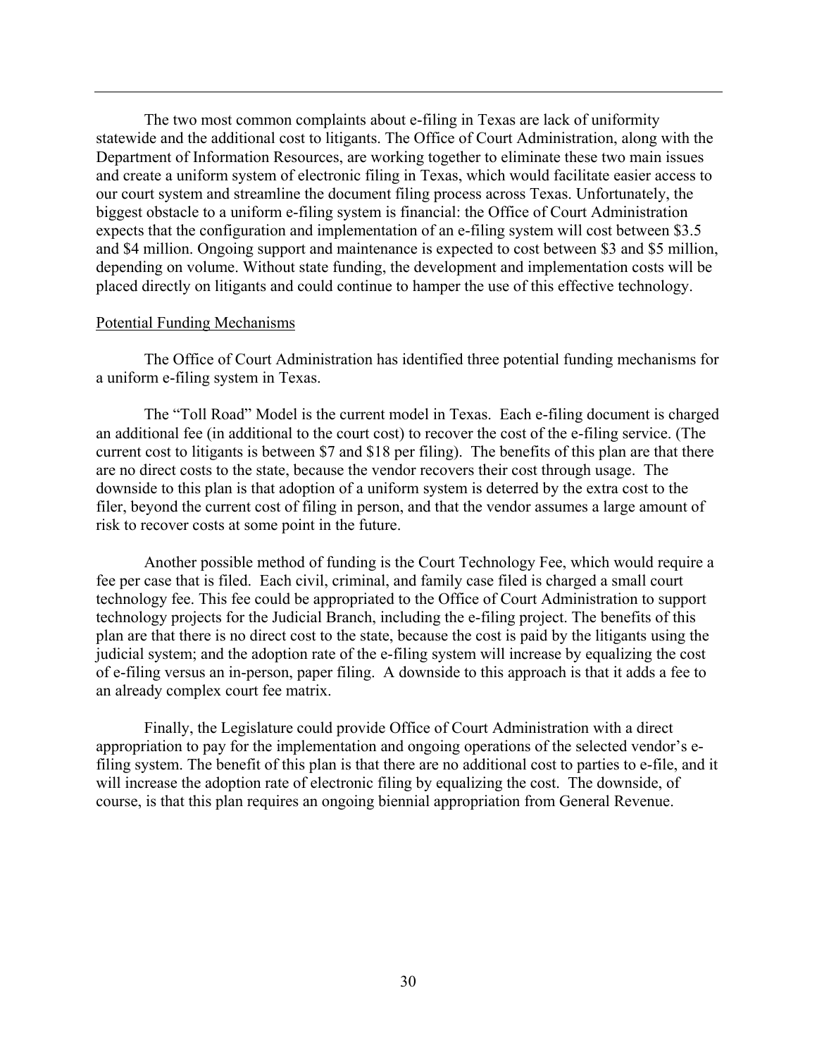The two most common complaints about e-filing in Texas are lack of uniformity statewide and the additional cost to litigants. The Office of Court Administration, along with the Department of Information Resources, are working together to eliminate these two main issues and create a uniform system of electronic filing in Texas, which would facilitate easier access to our court system and streamline the document filing process across Texas. Unfortunately, the biggest obstacle to a uniform e-filing system is financial: the Office of Court Administration expects that the configuration and implementation of an e-filing system will cost between $3.5 and $4 million. Ongoing support and maintenance is expected to cost between $3 and $5 million, depending on volume. Without state funding, the development and implementation costs will be placed directly on litigants and could continue to hamper the use of this effective technology.

<u>Potential Funding Mechanisms</u>

The Office of Court Administration has identified three potential funding mechanisms for a uniform e-filing system in Texas.

The "Toll Road" Model is the current model in Texas. Each e-filing document is charged an additional fee (in additional to the court cost) to recover the cost of the e-filing service. (The current cost to litigants is between $7 and $18 per filing). The benefits of this plan are that there are no direct costs to the state, because the vendor recovers their cost through usage. The downside to this plan is that adoption of a uniform system is deterred by the extra cost to the filer, beyond the current cost of filing in person, and that the vendor assumes a large amount of risk to recover costs at some point in the future.

Another possible method of funding is the Court Technology Fee, which would require a fee per case that is filed. Each civil, criminal, and family case filed is charged a small court technology fee. This fee could be appropriated to the Office of Court Administration to support technology projects for the Judicial Branch, including the e-filing project. The benefits of this plan are that there is no direct cost to the state, because the cost is paid by the litigants using the judicial system; and the adoption rate of the e-filing system will increase by equalizing the cost of e-filing versus an in-person, paper filing. A downside to this approach is that it adds a fee to an already complex court fee matrix.

Finally, the Legislature could provide Office of Court Administration with a direct appropriation to pay for the implementation and ongoing operations of the selected vendor's e-filing system. The benefit of this plan is that there are no additional cost to parties to e-file, and it will increase the adoption rate of electronic filing by equalizing the cost. The downside, of course, is that this plan requires an ongoing biennial appropriation from General Revenue.